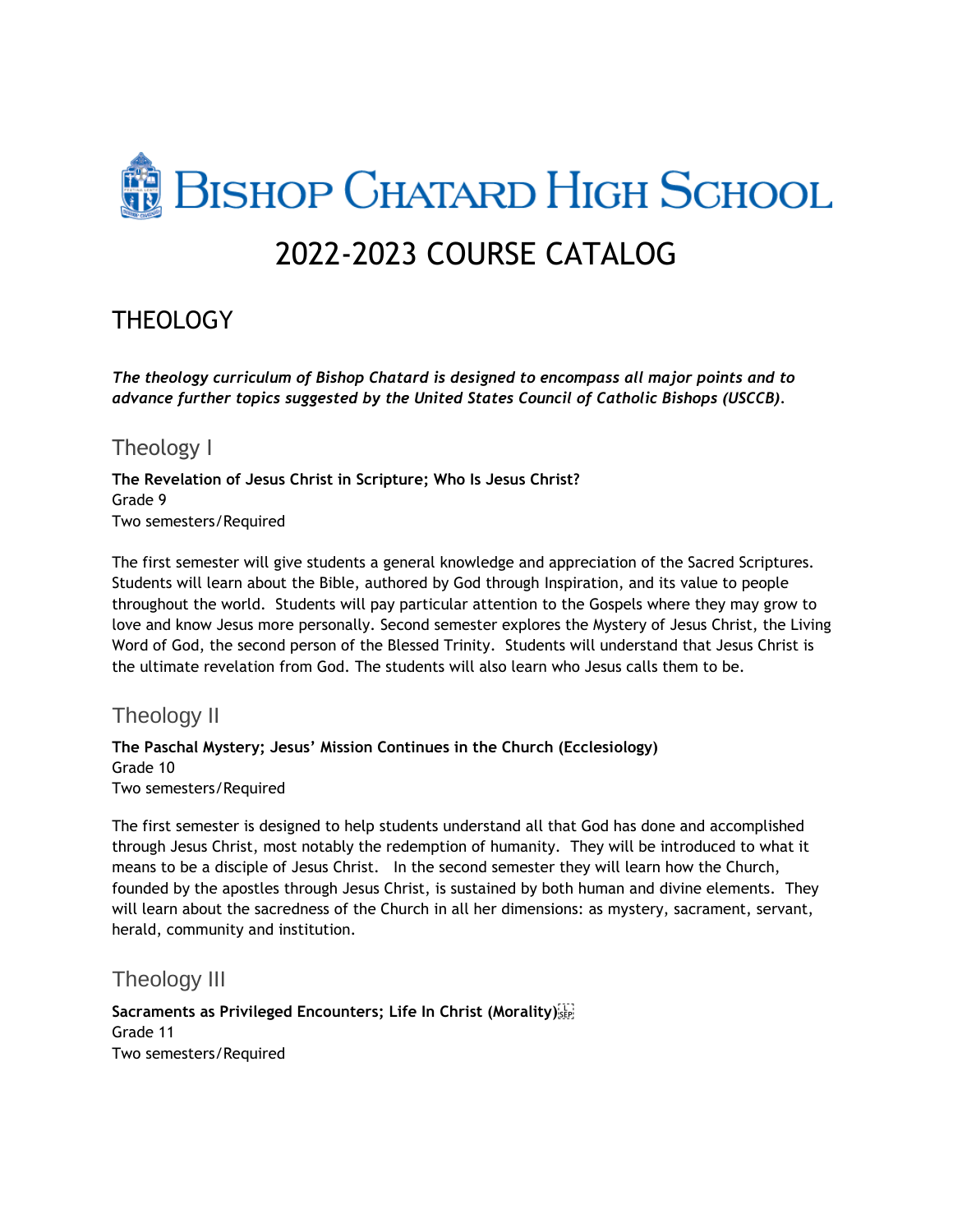# Bishop Chatard High School

# 2022-2023 COURSE CATALOG

## THEOLOGY

***The theology curriculum of Bishop Chatard is designed to encompass all major points and to advance further topics suggested by the United States Council of Catholic Bishops (USCCB).***

### Theology I

**The Revelation of Jesus Christ in Scripture; Who Is Jesus Christ?**
Grade 9
Two semesters/Required

The first semester will give students a general knowledge and appreciation of the Sacred Scriptures. Students will learn about the Bible, authored by God through Inspiration, and its value to people throughout the world. Students will pay particular attention to the Gospels where they may grow to love and know Jesus more personally. Second semester explores the Mystery of Jesus Christ, the Living Word of God, the second person of the Blessed Trinity. Students will understand that Jesus Christ is the ultimate revelation from God. The students will also learn who Jesus calls them to be.

### Theology II

**The Paschal Mystery; Jesus' Mission Continues in the Church (Ecclesiology)**
Grade 10
Two semesters/Required

The first semester is designed to help students understand all that God has done and accomplished through Jesus Christ, most notably the redemption of humanity. They will be introduced to what it means to be a disciple of Jesus Christ. In the second semester they will learn how the Church, founded by the apostles through Jesus Christ, is sustained by both human and divine elements. They will learn about the sacredness of the Church in all her dimensions: as mystery, sacrament, servant, herald, community and institution.

### Theology III

**Sacraments as Privileged Encounters; Life In Christ (Morality)**
Grade 11
Two semesters/Required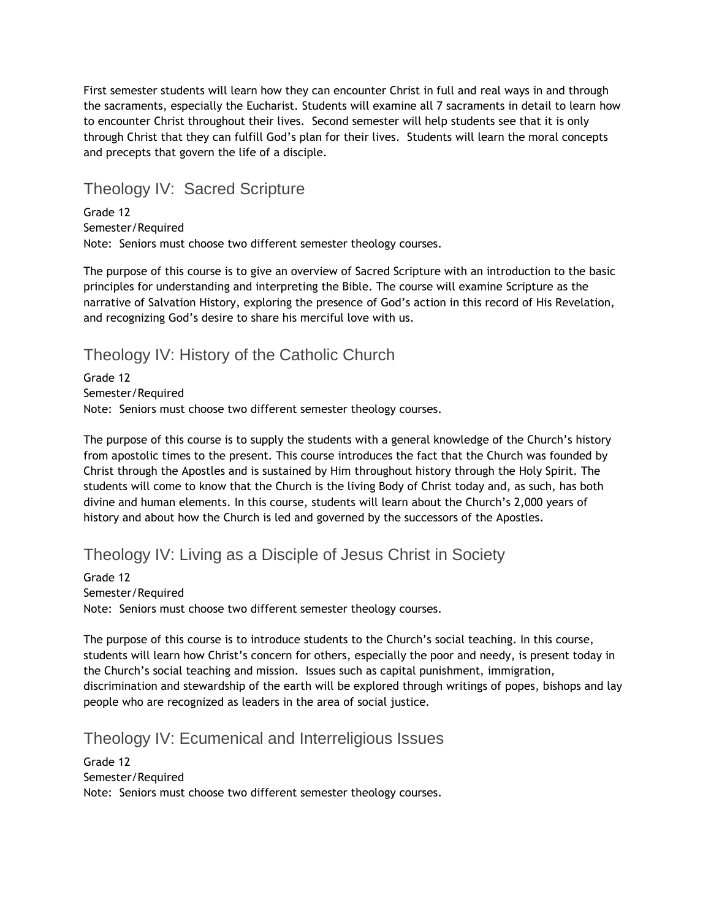First semester students will learn how they can encounter Christ in full and real ways in and through the sacraments, especially the Eucharist. Students will examine all 7 sacraments in detail to learn how to encounter Christ throughout their lives.  Second semester will help students see that it is only through Christ that they can fulfill God's plan for their lives.  Students will learn the moral concepts and precepts that govern the life of a disciple.

## Theology IV:  Sacred Scripture

Grade 12
Semester/Required
Note:  Seniors must choose two different semester theology courses.

The purpose of this course is to give an overview of Sacred Scripture with an introduction to the basic principles for understanding and interpreting the Bible. The course will examine Scripture as the narrative of Salvation History, exploring the presence of God's action in this record of His Revelation, and recognizing God's desire to share his merciful love with us.

## Theology IV: History of the Catholic Church

Grade 12
Semester/Required
Note:  Seniors must choose two different semester theology courses.

The purpose of this course is to supply the students with a general knowledge of the Church's history from apostolic times to the present. This course introduces the fact that the Church was founded by Christ through the Apostles and is sustained by Him throughout history through the Holy Spirit. The students will come to know that the Church is the living Body of Christ today and, as such, has both divine and human elements. In this course, students will learn about the Church's 2,000 years of history and about how the Church is led and governed by the successors of the Apostles.

## Theology IV: Living as a Disciple of Jesus Christ in Society

Grade 12
Semester/Required
Note:  Seniors must choose two different semester theology courses.

The purpose of this course is to introduce students to the Church's social teaching. In this course, students will learn how Christ's concern for others, especially the poor and needy, is present today in the Church's social teaching and mission.  Issues such as capital punishment, immigration, discrimination and stewardship of the earth will be explored through writings of popes, bishops and lay people who are recognized as leaders in the area of social justice.

## Theology IV: Ecumenical and Interreligious Issues

Grade 12
Semester/Required
Note:  Seniors must choose two different semester theology courses.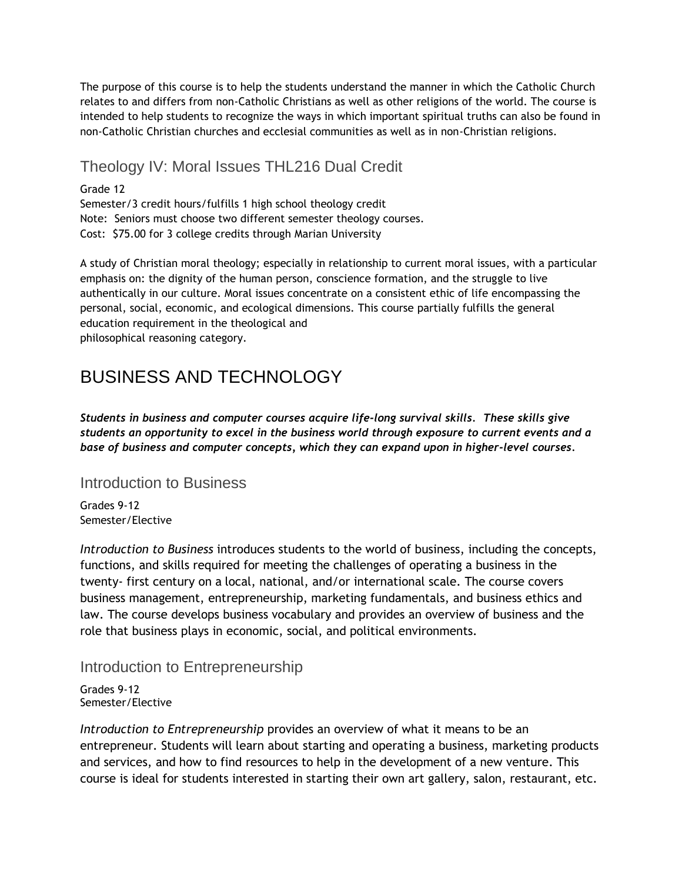The purpose of this course is to help the students understand the manner in which the Catholic Church relates to and differs from non-Catholic Christians as well as other religions of the world. The course is intended to help students to recognize the ways in which important spiritual truths can also be found in non-Catholic Christian churches and ecclesial communities as well as in non-Christian religions.

## Theology IV: Moral Issues THL216 Dual Credit

Grade 12
Semester/3 credit hours/fulfills 1 high school theology credit
Note: Seniors must choose two different semester theology courses.
Cost: $75.00 for 3 college credits through Marian University

A study of Christian moral theology; especially in relationship to current moral issues, with a particular emphasis on: the dignity of the human person, conscience formation, and the struggle to live authentically in our culture. Moral issues concentrate on a consistent ethic of life encompassing the personal, social, economic, and ecological dimensions. This course partially fulfills the general education requirement in the theological and
philosophical reasoning category.

# BUSINESS AND TECHNOLOGY

***Students in business and computer courses acquire life-long survival skills. These skills give students an opportunity to excel in the business world through exposure to current events and a base of business and computer concepts, which they can expand upon in higher-level courses.***

## Introduction to Business

Grades 9-12
Semester/Elective

*Introduction to Business* introduces students to the world of business, including the concepts, functions, and skills required for meeting the challenges of operating a business in the twenty- first century on a local, national, and/or international scale. The course covers business management, entrepreneurship, marketing fundamentals, and business ethics and law. The course develops business vocabulary and provides an overview of business and the role that business plays in economic, social, and political environments.

## Introduction to Entrepreneurship

Grades 9-12
Semester/Elective

*Introduction to Entrepreneurship* provides an overview of what it means to be an entrepreneur. Students will learn about starting and operating a business, marketing products and services, and how to find resources to help in the development of a new venture. This course is ideal for students interested in starting their own art gallery, salon, restaurant, etc.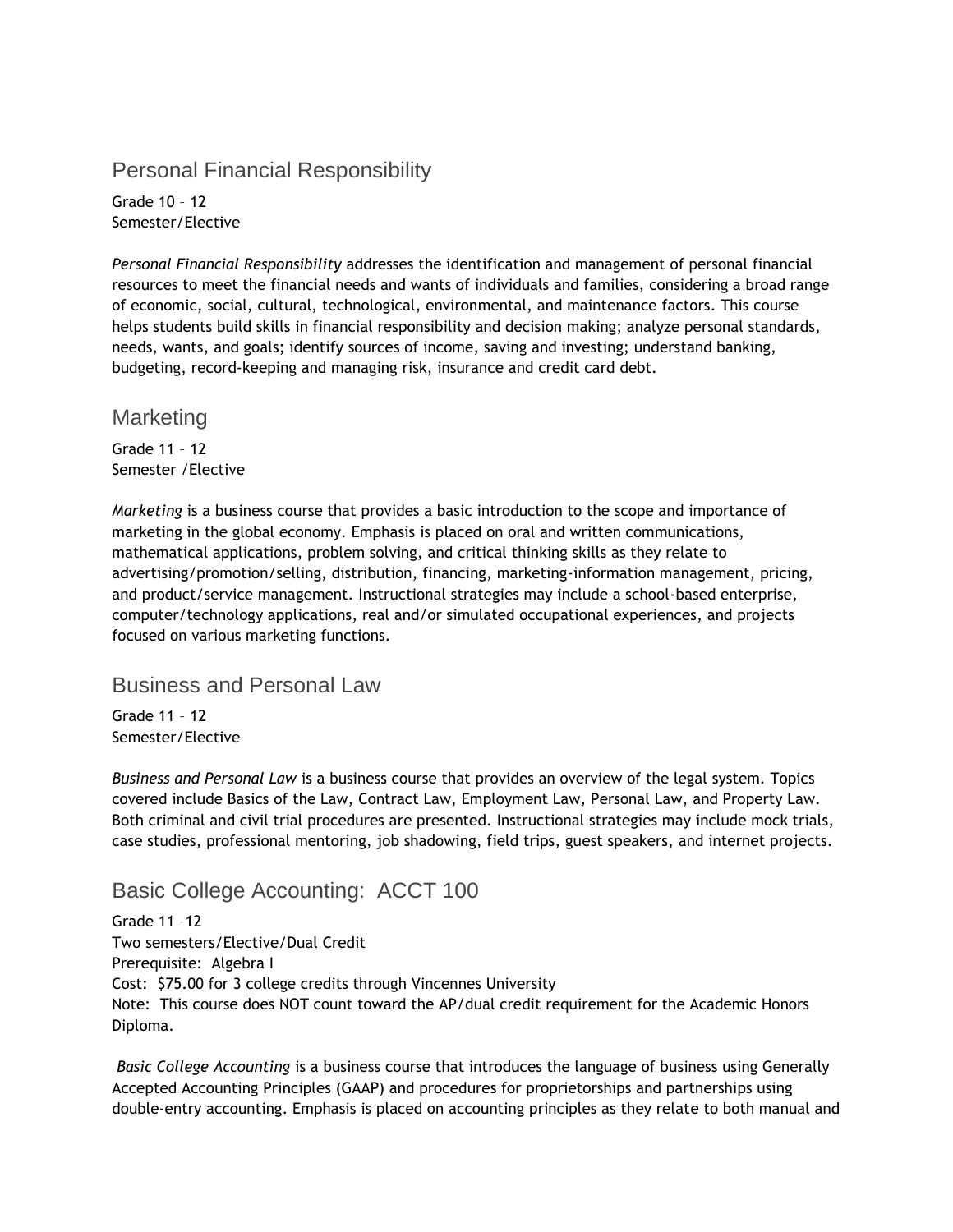## Personal Financial Responsibility

Grade 10 – 12
Semester/Elective

*Personal Financial Responsibility* addresses the identification and management of personal financial resources to meet the financial needs and wants of individuals and families, considering a broad range of economic, social, cultural, technological, environmental, and maintenance factors. This course helps students build skills in financial responsibility and decision making; analyze personal standards, needs, wants, and goals; identify sources of income, saving and investing; understand banking, budgeting, record-keeping and managing risk, insurance and credit card debt.

## Marketing

Grade 11 – 12
Semester /Elective

*Marketing* is a business course that provides a basic introduction to the scope and importance of marketing in the global economy. Emphasis is placed on oral and written communications, mathematical applications, problem solving, and critical thinking skills as they relate to advertising/promotion/selling, distribution, financing, marketing-information management, pricing, and product/service management. Instructional strategies may include a school-based enterprise, computer/technology applications, real and/or simulated occupational experiences, and projects focused on various marketing functions.

## Business and Personal Law

Grade 11 – 12
Semester/Elective

*Business and Personal Law* is a business course that provides an overview of the legal system. Topics covered include Basics of the Law, Contract Law, Employment Law, Personal Law, and Property Law. Both criminal and civil trial procedures are presented. Instructional strategies may include mock trials, case studies, professional mentoring, job shadowing, field trips, guest speakers, and internet projects.

## Basic College Accounting: ACCT 100

Grade 11 –12
Two semesters/Elective/Dual Credit
Prerequisite: Algebra I
Cost: $75.00 for 3 college credits through Vincennes University
Note: This course does NOT count toward the AP/dual credit requirement for the Academic Honors Diploma.

*Basic College Accounting* is a business course that introduces the language of business using Generally Accepted Accounting Principles (GAAP) and procedures for proprietorships and partnerships using double-entry accounting. Emphasis is placed on accounting principles as they relate to both manual and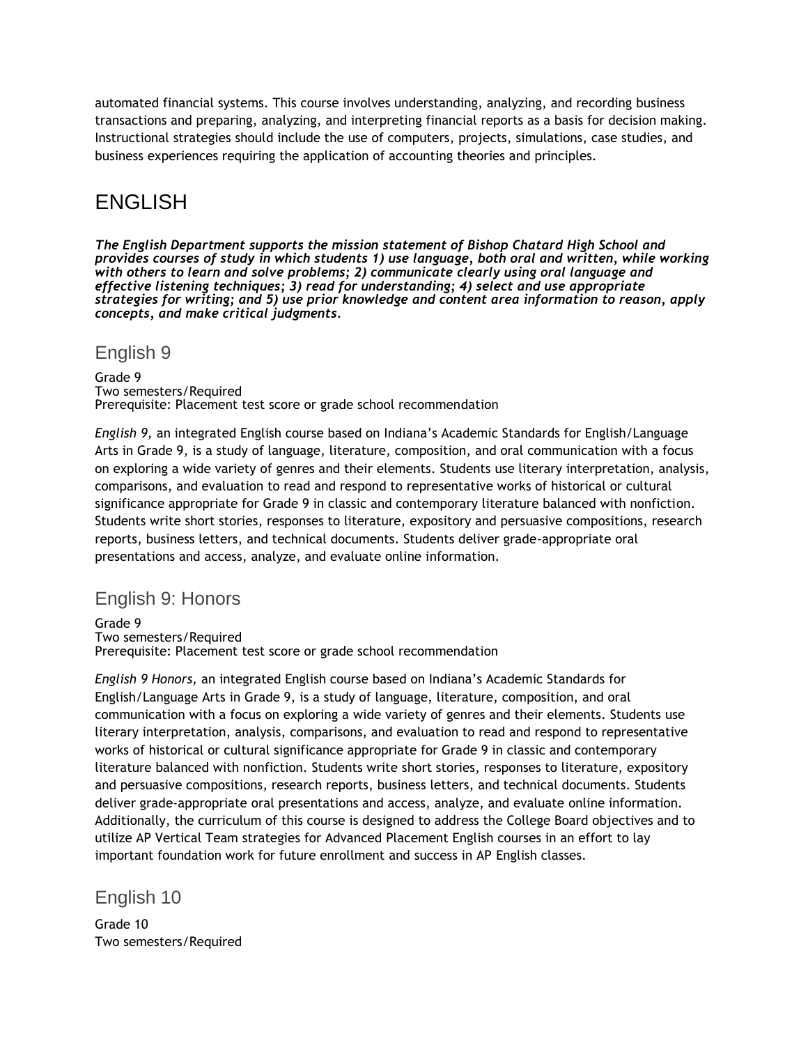automated financial systems. This course involves understanding, analyzing, and recording business transactions and preparing, analyzing, and interpreting financial reports as a basis for decision making. Instructional strategies should include the use of computers, projects, simulations, case studies, and business experiences requiring the application of accounting theories and principles.

# ENGLISH

***The English Department supports the mission statement of Bishop Chatard High School and provides courses of study in which students 1) use language, both oral and written, while working with others to learn and solve problems; 2) communicate clearly using oral language and effective listening techniques; 3) read for understanding; 4) select and use appropriate strategies for writing; and 5) use prior knowledge and content area information to reason, apply concepts, and make critical judgments.***

## English 9

Grade 9
Two semesters/Required
Prerequisite: Placement test score or grade school recommendation

*English 9,* an integrated English course based on Indiana's Academic Standards for English/Language Arts in Grade 9, is a study of language, literature, composition, and oral communication with a focus on exploring a wide variety of genres and their elements. Students use literary interpretation, analysis, comparisons, and evaluation to read and respond to representative works of historical or cultural significance appropriate for Grade 9 in classic and contemporary literature balanced with nonfiction. Students write short stories, responses to literature, expository and persuasive compositions, research reports, business letters, and technical documents. Students deliver grade-appropriate oral presentations and access, analyze, and evaluate online information.

## English 9: Honors

Grade 9
Two semesters/Required
Prerequisite: Placement test score or grade school recommendation

*English 9 Honors,* an integrated English course based on Indiana's Academic Standards for English/Language Arts in Grade 9, is a study of language, literature, composition, and oral communication with a focus on exploring a wide variety of genres and their elements. Students use literary interpretation, analysis, comparisons, and evaluation to read and respond to representative works of historical or cultural significance appropriate for Grade 9 in classic and contemporary literature balanced with nonfiction. Students write short stories, responses to literature, expository and persuasive compositions, research reports, business letters, and technical documents. Students deliver grade-appropriate oral presentations and access, analyze, and evaluate online information. Additionally, the curriculum of this course is designed to address the College Board objectives and to utilize AP Vertical Team strategies for Advanced Placement English courses in an effort to lay important foundation work for future enrollment and success in AP English classes.

## English 10

Grade 10
Two semesters/Required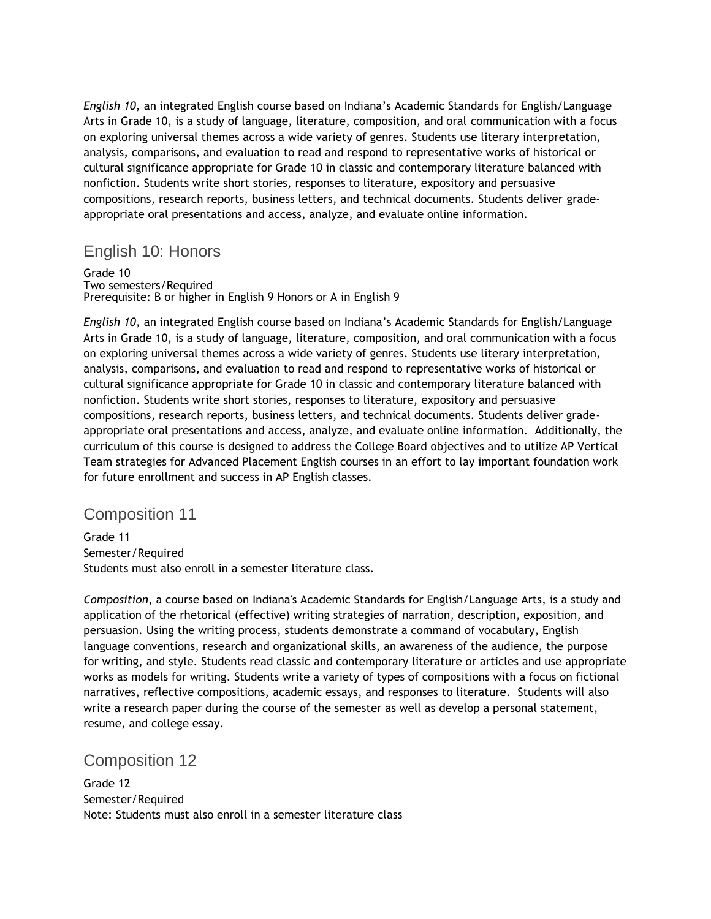*English 10,* an integrated English course based on Indiana's Academic Standards for English/Language Arts in Grade 10, is a study of language, literature, composition, and oral communication with a focus on exploring universal themes across a wide variety of genres. Students use literary interpretation, analysis, comparisons, and evaluation to read and respond to representative works of historical or cultural significance appropriate for Grade 10 in classic and contemporary literature balanced with nonfiction. Students write short stories, responses to literature, expository and persuasive compositions, research reports, business letters, and technical documents. Students deliver grade-appropriate oral presentations and access, analyze, and evaluate online information.

## English 10: Honors

Grade 10
Two semesters/Required
Prerequisite: B or higher in English 9 Honors or A in English 9

*English 10,* an integrated English course based on Indiana's Academic Standards for English/Language Arts in Grade 10, is a study of language, literature, composition, and oral communication with a focus on exploring universal themes across a wide variety of genres. Students use literary interpretation, analysis, comparisons, and evaluation to read and respond to representative works of historical or cultural significance appropriate for Grade 10 in classic and contemporary literature balanced with nonfiction. Students write short stories, responses to literature, expository and persuasive compositions, research reports, business letters, and technical documents. Students deliver grade-appropriate oral presentations and access, analyze, and evaluate online information. Additionally, the curriculum of this course is designed to address the College Board objectives and to utilize AP Vertical Team strategies for Advanced Placement English courses in an effort to lay important foundation work for future enrollment and success in AP English classes.

## Composition 11

Grade 11
Semester/Required
Students must also enroll in a semester literature class.

*Composition*, a course based on Indiana's Academic Standards for English/Language Arts, is a study and application of the rhetorical (effective) writing strategies of narration, description, exposition, and persuasion. Using the writing process, students demonstrate a command of vocabulary, English language conventions, research and organizational skills, an awareness of the audience, the purpose for writing, and style. Students read classic and contemporary literature or articles and use appropriate works as models for writing. Students write a variety of types of compositions with a focus on fictional narratives, reflective compositions, academic essays, and responses to literature. Students will also write a research paper during the course of the semester as well as develop a personal statement, resume, and college essay.

## Composition 12

Grade 12
Semester/Required
Note: Students must also enroll in a semester literature class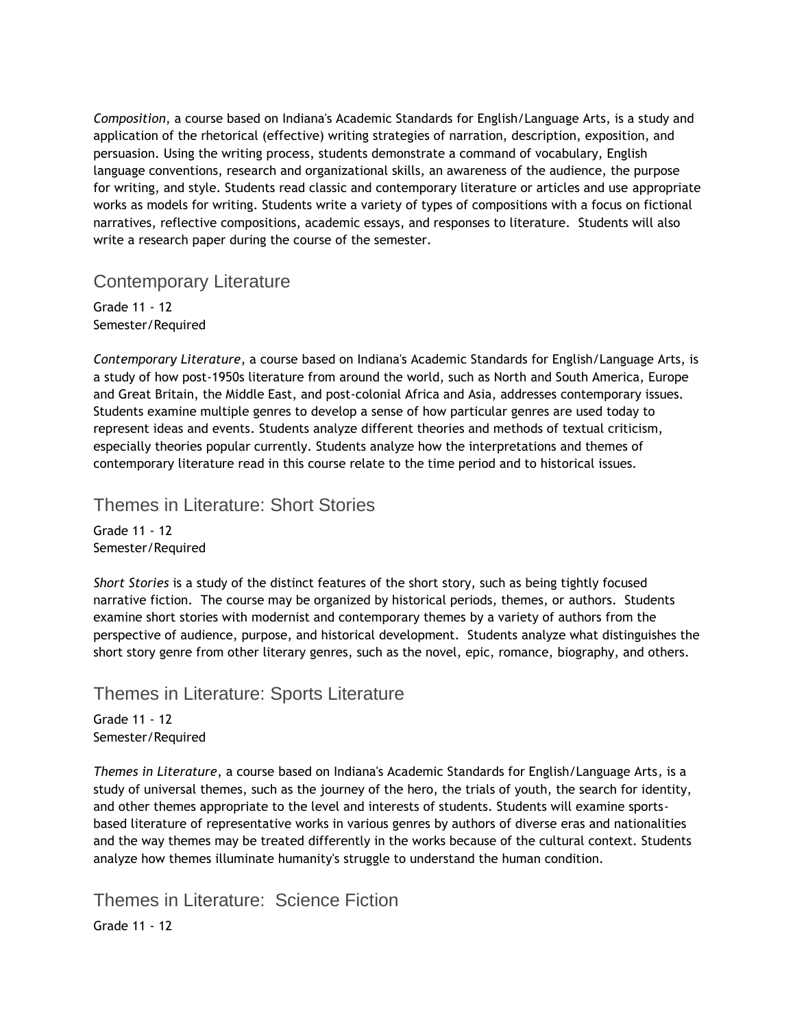*Composition*, a course based on Indiana's Academic Standards for English/Language Arts, is a study and application of the rhetorical (effective) writing strategies of narration, description, exposition, and persuasion. Using the writing process, students demonstrate a command of vocabulary, English language conventions, research and organizational skills, an awareness of the audience, the purpose for writing, and style. Students read classic and contemporary literature or articles and use appropriate works as models for writing. Students write a variety of types of compositions with a focus on fictional narratives, reflective compositions, academic essays, and responses to literature. Students will also write a research paper during the course of the semester.

## Contemporary Literature

Grade 11 - 12
Semester/Required

*Contemporary Literature*, a course based on Indiana's Academic Standards for English/Language Arts, is a study of how post-1950s literature from around the world, such as North and South America, Europe and Great Britain, the Middle East, and post-colonial Africa and Asia, addresses contemporary issues. Students examine multiple genres to develop a sense of how particular genres are used today to represent ideas and events. Students analyze different theories and methods of textual criticism, especially theories popular currently. Students analyze how the interpretations and themes of contemporary literature read in this course relate to the time period and to historical issues.

## Themes in Literature: Short Stories

Grade 11 - 12
Semester/Required

*Short Stories* is a study of the distinct features of the short story, such as being tightly focused narrative fiction. The course may be organized by historical periods, themes, or authors. Students examine short stories with modernist and contemporary themes by a variety of authors from the perspective of audience, purpose, and historical development. Students analyze what distinguishes the short story genre from other literary genres, such as the novel, epic, romance, biography, and others.

## Themes in Literature: Sports Literature

Grade 11 - 12
Semester/Required

*Themes in Literature*, a course based on Indiana's Academic Standards for English/Language Arts, is a study of universal themes, such as the journey of the hero, the trials of youth, the search for identity, and other themes appropriate to the level and interests of students. Students will examine sports-based literature of representative works in various genres by authors of diverse eras and nationalities and the way themes may be treated differently in the works because of the cultural context. Students analyze how themes illuminate humanity's struggle to understand the human condition.

## Themes in Literature: Science Fiction

Grade 11 - 12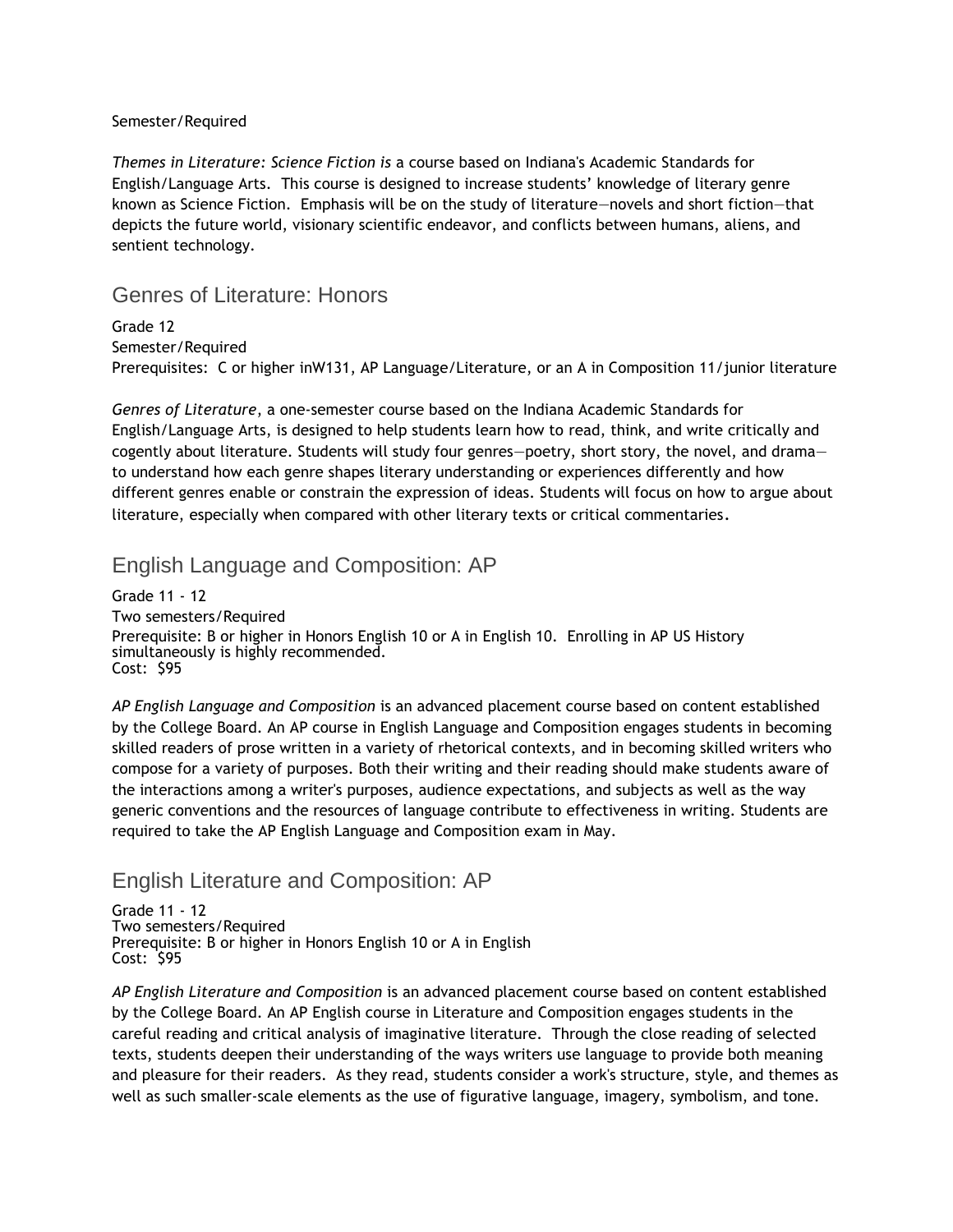Semester/Required

*Themes in Literature: Science Fiction is* a course based on Indiana's Academic Standards for English/Language Arts. This course is designed to increase students' knowledge of literary genre known as Science Fiction. Emphasis will be on the study of literature—novels and short fiction—that depicts the future world, visionary scientific endeavor, and conflicts between humans, aliens, and sentient technology.

## Genres of Literature: Honors

Grade 12
Semester/Required
Prerequisites: C or higher inW131, AP Language/Literature, or an A in Composition 11/junior literature

*Genres of Literature*, a one-semester course based on the Indiana Academic Standards for English/Language Arts, is designed to help students learn how to read, think, and write critically and cogently about literature. Students will study four genres—poetry, short story, the novel, and drama—to understand how each genre shapes literary understanding or experiences differently and how different genres enable or constrain the expression of ideas. Students will focus on how to argue about literature, especially when compared with other literary texts or critical commentaries.

## English Language and Composition: AP

Grade 11 - 12
Two semesters/Required
Prerequisite: B or higher in Honors English 10 or A in English 10. Enrolling in AP US History simultaneously is highly recommended.
Cost: $95

*AP English Language and Composition* is an advanced placement course based on content established by the College Board. An AP course in English Language and Composition engages students in becoming skilled readers of prose written in a variety of rhetorical contexts, and in becoming skilled writers who compose for a variety of purposes. Both their writing and their reading should make students aware of the interactions among a writer's purposes, audience expectations, and subjects as well as the way generic conventions and the resources of language contribute to effectiveness in writing. Students are required to take the AP English Language and Composition exam in May.

## English Literature and Composition: AP

Grade 11 - 12
Two semesters/Required
Prerequisite: B or higher in Honors English 10 or A in English
Cost: $95

*AP English Literature and Composition* is an advanced placement course based on content established by the College Board. An AP English course in Literature and Composition engages students in the careful reading and critical analysis of imaginative literature. Through the close reading of selected texts, students deepen their understanding of the ways writers use language to provide both meaning and pleasure for their readers. As they read, students consider a work's structure, style, and themes as well as such smaller-scale elements as the use of figurative language, imagery, symbolism, and tone.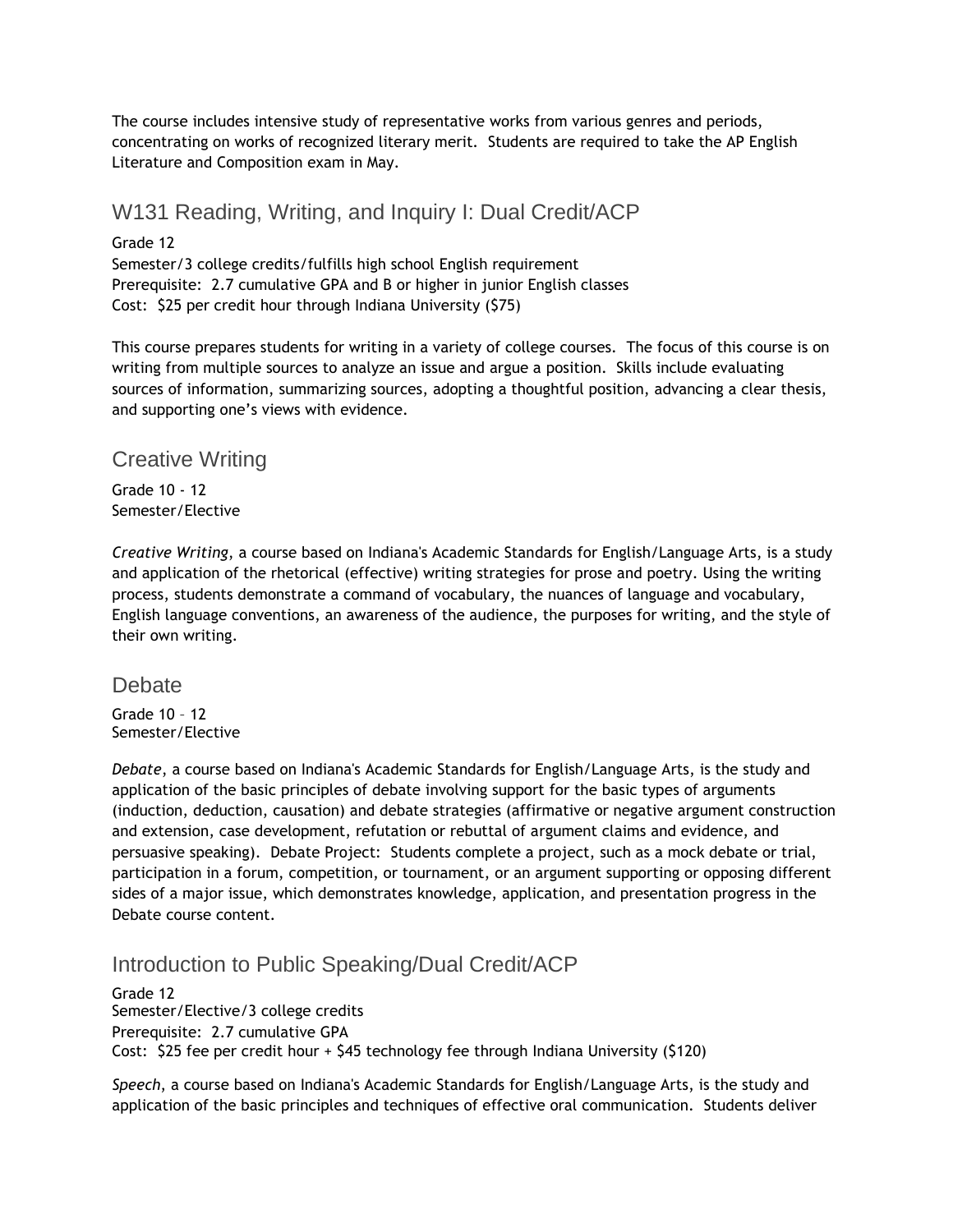The course includes intensive study of representative works from various genres and periods, concentrating on works of recognized literary merit. Students are required to take the AP English Literature and Composition exam in May.

## W131 Reading, Writing, and Inquiry I: Dual Credit/ACP

Grade 12
Semester/3 college credits/fulfills high school English requirement
Prerequisite: 2.7 cumulative GPA and B or higher in junior English classes
Cost: $25 per credit hour through Indiana University ($75)

This course prepares students for writing in a variety of college courses. The focus of this course is on writing from multiple sources to analyze an issue and argue a position. Skills include evaluating sources of information, summarizing sources, adopting a thoughtful position, advancing a clear thesis, and supporting one's views with evidence.

## Creative Writing

Grade 10 - 12
Semester/Elective

*Creative Writing*, a course based on Indiana's Academic Standards for English/Language Arts, is a study and application of the rhetorical (effective) writing strategies for prose and poetry. Using the writing process, students demonstrate a command of vocabulary, the nuances of language and vocabulary, English language conventions, an awareness of the audience, the purposes for writing, and the style of their own writing.

## Debate

Grade 10 – 12
Semester/Elective

*Debate*, a course based on Indiana's Academic Standards for English/Language Arts, is the study and application of the basic principles of debate involving support for the basic types of arguments (induction, deduction, causation) and debate strategies (affirmative or negative argument construction and extension, case development, refutation or rebuttal of argument claims and evidence, and persuasive speaking). Debate Project: Students complete a project, such as a mock debate or trial, participation in a forum, competition, or tournament, or an argument supporting or opposing different sides of a major issue, which demonstrates knowledge, application, and presentation progress in the Debate course content.

## Introduction to Public Speaking/Dual Credit/ACP

Grade 12
Semester/Elective/3 college credits
Prerequisite: 2.7 cumulative GPA
Cost: $25 fee per credit hour + $45 technology fee through Indiana University ($120)

*Speech*, a course based on Indiana's Academic Standards for English/Language Arts, is the study and application of the basic principles and techniques of effective oral communication. Students deliver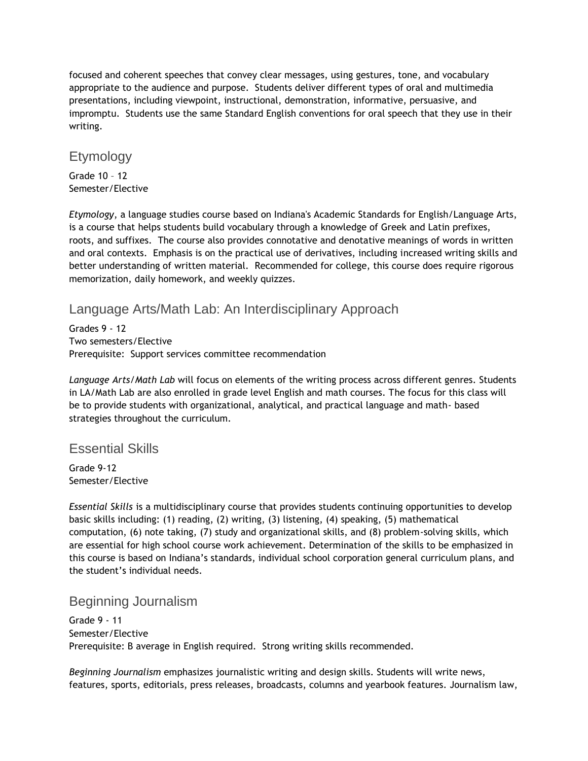focused and coherent speeches that convey clear messages, using gestures, tone, and vocabulary appropriate to the audience and purpose. Students deliver different types of oral and multimedia presentations, including viewpoint, instructional, demonstration, informative, persuasive, and impromptu. Students use the same Standard English conventions for oral speech that they use in their writing.

## Etymology

Grade 10 – 12
Semester/Elective

*Etymology*, a language studies course based on Indiana's Academic Standards for English/Language Arts, is a course that helps students build vocabulary through a knowledge of Greek and Latin prefixes, roots, and suffixes. The course also provides connotative and denotative meanings of words in written and oral contexts. Emphasis is on the practical use of derivatives, including increased writing skills and better understanding of written material. Recommended for college, this course does require rigorous memorization, daily homework, and weekly quizzes.

## Language Arts/Math Lab: An Interdisciplinary Approach

Grades 9 - 12
Two semesters/Elective
Prerequisite: Support services committee recommendation

*Language Arts/Math Lab* will focus on elements of the writing process across different genres. Students in LA/Math Lab are also enrolled in grade level English and math courses. The focus for this class will be to provide students with organizational, analytical, and practical language and math- based strategies throughout the curriculum.

## Essential Skills

Grade 9-12
Semester/Elective

*Essential Skills* is a multidisciplinary course that provides students continuing opportunities to develop basic skills including: (1) reading, (2) writing, (3) listening, (4) speaking, (5) mathematical computation, (6) note taking, (7) study and organizational skills, and (8) problem-solving skills, which are essential for high school course work achievement. Determination of the skills to be emphasized in this course is based on Indiana's standards, individual school corporation general curriculum plans, and the student's individual needs.

## Beginning Journalism

Grade 9 - 11
Semester/Elective
Prerequisite: B average in English required. Strong writing skills recommended.

*Beginning Journalism* emphasizes journalistic writing and design skills. Students will write news, features, sports, editorials, press releases, broadcasts, columns and yearbook features. Journalism law,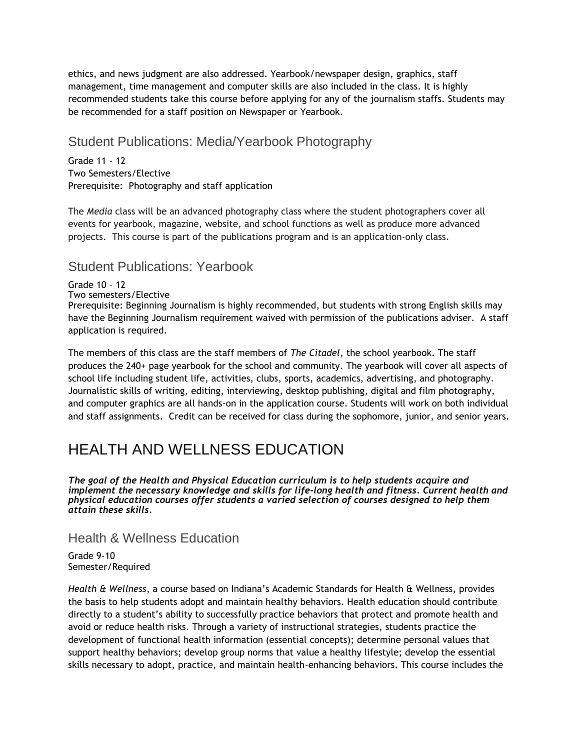ethics, and news judgment are also addressed. Yearbook/newspaper design, graphics, staff management, time management and computer skills are also included in the class. It is highly recommended students take this course before applying for any of the journalism staffs. Students may be recommended for a staff position on Newspaper or Yearbook.

## Student Publications: Media/Yearbook Photography

Grade 11 - 12
Two Semesters/Elective
Prerequisite: Photography and staff application

The *Media* class will be an advanced photography class where the student photographers cover all events for yearbook, magazine, website, and school functions as well as produce more advanced projects. This course is part of the publications program and is an application-only class.

## Student Publications: Yearbook

Grade 10 – 12
Two semesters/Elective
Prerequisite: Beginning Journalism is highly recommended, but students with strong English skills may have the Beginning Journalism requirement waived with permission of the publications adviser. A staff application is required.

The members of this class are the staff members of *The Citadel,* the school yearbook. The staff produces the 240+ page yearbook for the school and community. The yearbook will cover all aspects of school life including student life, activities, clubs, sports, academics, advertising, and photography. Journalistic skills of writing, editing, interviewing, desktop publishing, digital and film photography, and computer graphics are all hands-on in the application course. Students will work on both individual and staff assignments. Credit can be received for class during the sophomore, junior, and senior years.

# HEALTH AND WELLNESS EDUCATION

***The goal of the Health and Physical Education curriculum is to help students acquire and implement the necessary knowledge and skills for life-long health and fitness. Current health and physical education courses offer students a varied selection of courses designed to help them attain these skills.***

## Health & Wellness Education

Grade 9-10
Semester/Required

*Health & Wellness*, a course based on Indiana's Academic Standards for Health & Wellness, provides the basis to help students adopt and maintain healthy behaviors. Health education should contribute directly to a student's ability to successfully practice behaviors that protect and promote health and avoid or reduce health risks. Through a variety of instructional strategies, students practice the development of functional health information (essential concepts); determine personal values that support healthy behaviors; develop group norms that value a healthy lifestyle; develop the essential skills necessary to adopt, practice, and maintain health-enhancing behaviors. This course includes the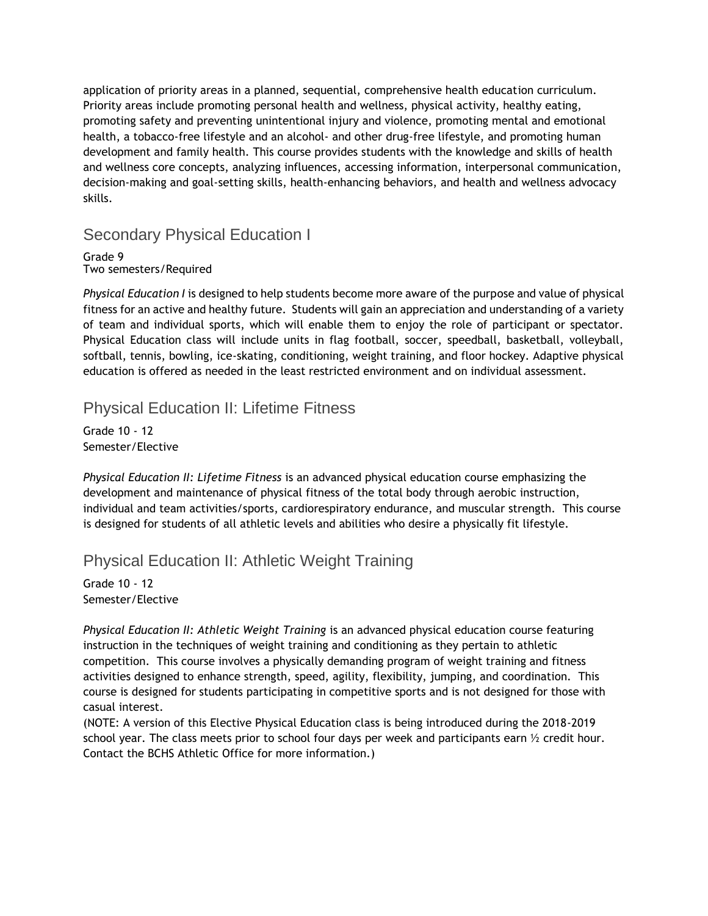application of priority areas in a planned, sequential, comprehensive health education curriculum. Priority areas include promoting personal health and wellness, physical activity, healthy eating, promoting safety and preventing unintentional injury and violence, promoting mental and emotional health, a tobacco-free lifestyle and an alcohol- and other drug-free lifestyle, and promoting human development and family health. This course provides students with the knowledge and skills of health and wellness core concepts, analyzing influences, accessing information, interpersonal communication, decision-making and goal-setting skills, health-enhancing behaviors, and health and wellness advocacy skills.

## Secondary Physical Education I

Grade 9
Two semesters/Required

*Physical Education I* is designed to help students become more aware of the purpose and value of physical fitness for an active and healthy future. Students will gain an appreciation and understanding of a variety of team and individual sports, which will enable them to enjoy the role of participant or spectator. Physical Education class will include units in flag football, soccer, speedball, basketball, volleyball, softball, tennis, bowling, ice-skating, conditioning, weight training, and floor hockey. Adaptive physical education is offered as needed in the least restricted environment and on individual assessment.

## Physical Education II: Lifetime Fitness

Grade 10 - 12
Semester/Elective

*Physical Education II: Lifetime Fitness* is an advanced physical education course emphasizing the development and maintenance of physical fitness of the total body through aerobic instruction, individual and team activities/sports, cardiorespiratory endurance, and muscular strength. This course is designed for students of all athletic levels and abilities who desire a physically fit lifestyle.

## Physical Education II: Athletic Weight Training

Grade 10 - 12
Semester/Elective

*Physical Education II: Athletic Weight Training* is an advanced physical education course featuring instruction in the techniques of weight training and conditioning as they pertain to athletic competition. This course involves a physically demanding program of weight training and fitness activities designed to enhance strength, speed, agility, flexibility, jumping, and coordination. This course is designed for students participating in competitive sports and is not designed for those with casual interest.
(NOTE: A version of this Elective Physical Education class is being introduced during the 2018-2019 school year. The class meets prior to school four days per week and participants earn ½ credit hour. Contact the BCHS Athletic Office for more information.)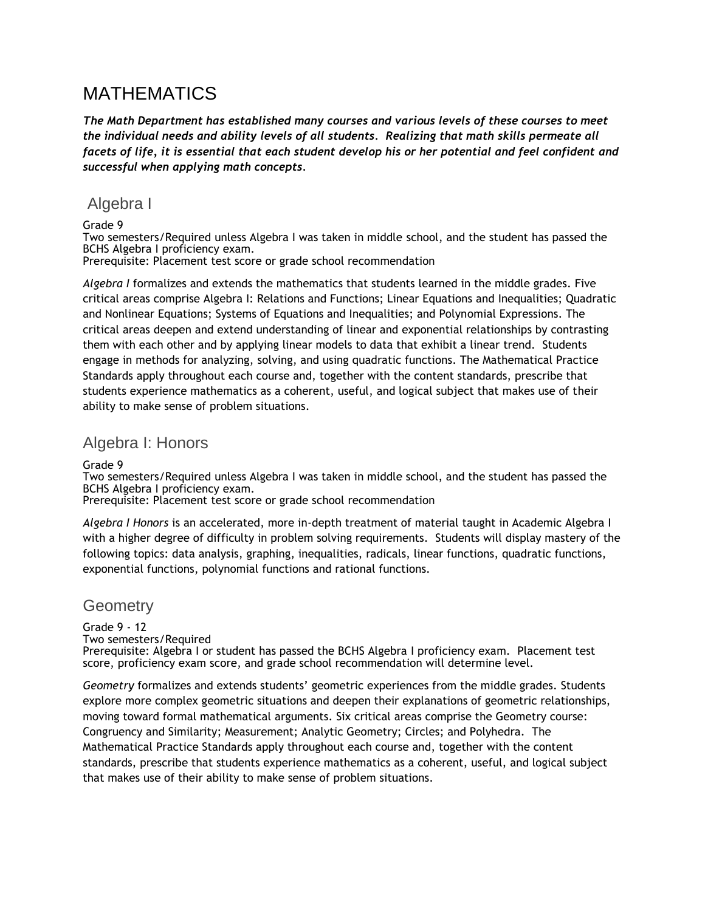# MATHEMATICS

***The Math Department has established many courses and various levels of these courses to meet the individual needs and ability levels of all students. Realizing that math skills permeate all facets of life, it is essential that each student develop his or her potential and feel confident and successful when applying math concepts.***

## Algebra I

Grade 9
Two semesters/Required unless Algebra I was taken in middle school, and the student has passed the BCHS Algebra I proficiency exam.
Prerequisite: Placement test score or grade school recommendation

*Algebra I* formalizes and extends the mathematics that students learned in the middle grades. Five critical areas comprise Algebra I: Relations and Functions; Linear Equations and Inequalities; Quadratic and Nonlinear Equations; Systems of Equations and Inequalities; and Polynomial Expressions. The critical areas deepen and extend understanding of linear and exponential relationships by contrasting them with each other and by applying linear models to data that exhibit a linear trend. Students engage in methods for analyzing, solving, and using quadratic functions. The Mathematical Practice Standards apply throughout each course and, together with the content standards, prescribe that students experience mathematics as a coherent, useful, and logical subject that makes use of their ability to make sense of problem situations.

## Algebra I: Honors

Grade 9
Two semesters/Required unless Algebra I was taken in middle school, and the student has passed the BCHS Algebra I proficiency exam.
Prerequisite: Placement test score or grade school recommendation

*Algebra I Honors* is an accelerated, more in-depth treatment of material taught in Academic Algebra I with a higher degree of difficulty in problem solving requirements. Students will display mastery of the following topics: data analysis, graphing, inequalities, radicals, linear functions, quadratic functions, exponential functions, polynomial functions and rational functions.

## Geometry

Grade 9 - 12
Two semesters/Required
Prerequisite: Algebra I or student has passed the BCHS Algebra I proficiency exam. Placement test score, proficiency exam score, and grade school recommendation will determine level.

*Geometry* formalizes and extends students' geometric experiences from the middle grades. Students explore more complex geometric situations and deepen their explanations of geometric relationships, moving toward formal mathematical arguments. Six critical areas comprise the Geometry course: Congruency and Similarity; Measurement; Analytic Geometry; Circles; and Polyhedra. The Mathematical Practice Standards apply throughout each course and, together with the content standards, prescribe that students experience mathematics as a coherent, useful, and logical subject that makes use of their ability to make sense of problem situations.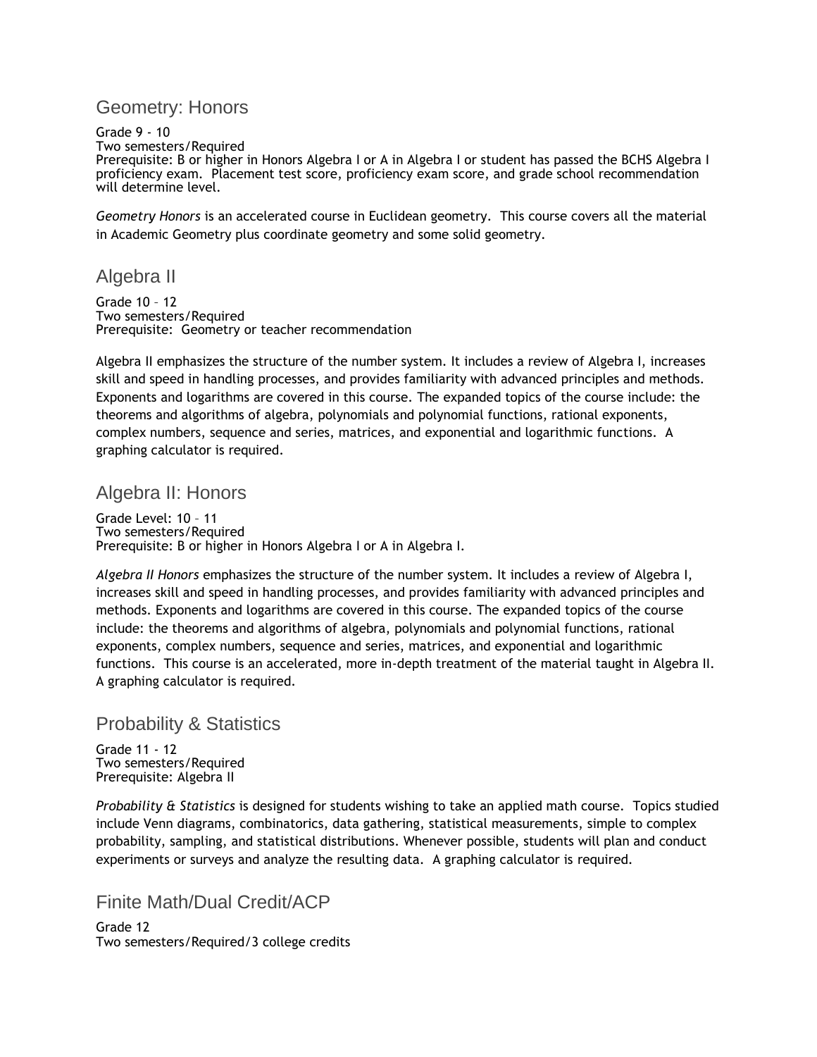## Geometry: Honors

Grade 9 - 10
Two semesters/Required
Prerequisite: B or higher in Honors Algebra I or A in Algebra I or student has passed the BCHS Algebra I proficiency exam. Placement test score, proficiency exam score, and grade school recommendation will determine level.

*Geometry Honors* is an accelerated course in Euclidean geometry. This course covers all the material in Academic Geometry plus coordinate geometry and some solid geometry.

## Algebra II

Grade 10 – 12
Two semesters/Required
Prerequisite: Geometry or teacher recommendation

Algebra II emphasizes the structure of the number system. It includes a review of Algebra I, increases skill and speed in handling processes, and provides familiarity with advanced principles and methods. Exponents and logarithms are covered in this course. The expanded topics of the course include: the theorems and algorithms of algebra, polynomials and polynomial functions, rational exponents, complex numbers, sequence and series, matrices, and exponential and logarithmic functions. A graphing calculator is required.

## Algebra II: Honors

Grade Level: 10 – 11
Two semesters/Required
Prerequisite: B or higher in Honors Algebra I or A in Algebra I.

*Algebra II Honors* emphasizes the structure of the number system. It includes a review of Algebra I, increases skill and speed in handling processes, and provides familiarity with advanced principles and methods. Exponents and logarithms are covered in this course. The expanded topics of the course include: the theorems and algorithms of algebra, polynomials and polynomial functions, rational exponents, complex numbers, sequence and series, matrices, and exponential and logarithmic functions. This course is an accelerated, more in-depth treatment of the material taught in Algebra II. A graphing calculator is required.

## Probability & Statistics

Grade 11 - 12
Two semesters/Required
Prerequisite: Algebra II

*Probability & Statistics* is designed for students wishing to take an applied math course. Topics studied include Venn diagrams, combinatorics, data gathering, statistical measurements, simple to complex probability, sampling, and statistical distributions. Whenever possible, students will plan and conduct experiments or surveys and analyze the resulting data. A graphing calculator is required.

## Finite Math/Dual Credit/ACP

Grade 12
Two semesters/Required/3 college credits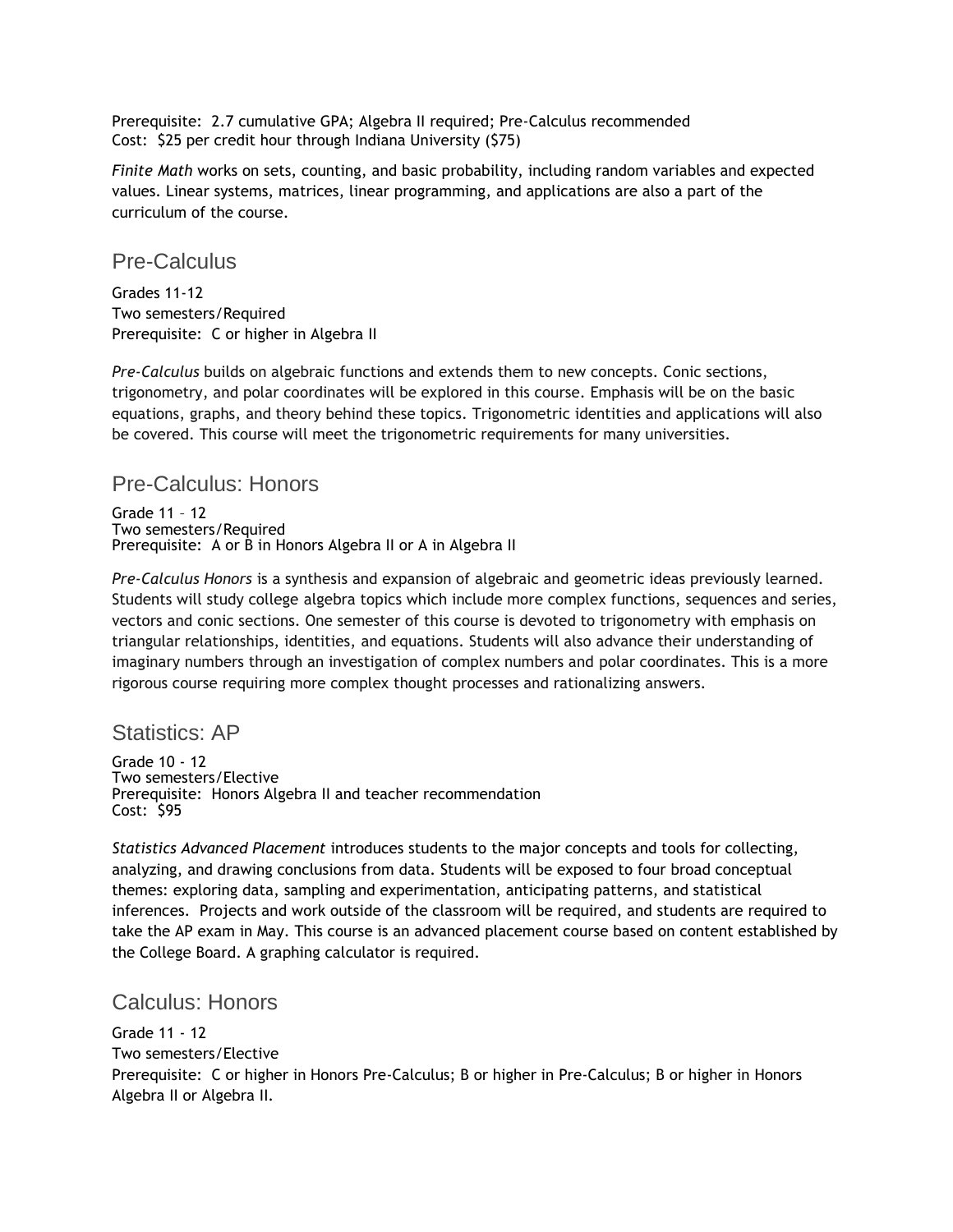Prerequisite:  2.7 cumulative GPA; Algebra II required; Pre-Calculus recommended
Cost:  $25 per credit hour through Indiana University ($75)

*Finite Math* works on sets, counting, and basic probability, including random variables and expected values. Linear systems, matrices, linear programming, and applications are also a part of the curriculum of the course.

## Pre-Calculus

Grades 11-12
Two semesters/Required
Prerequisite:  C or higher in Algebra II

*Pre-Calculus* builds on algebraic functions and extends them to new concepts. Conic sections, trigonometry, and polar coordinates will be explored in this course. Emphasis will be on the basic equations, graphs, and theory behind these topics. Trigonometric identities and applications will also be covered. This course will meet the trigonometric requirements for many universities.

## Pre-Calculus: Honors

Grade 11 – 12
Two semesters/Required
Prerequisite:  A or B in Honors Algebra II or A in Algebra II

*Pre-Calculus Honors* is a synthesis and expansion of algebraic and geometric ideas previously learned. Students will study college algebra topics which include more complex functions, sequences and series, vectors and conic sections. One semester of this course is devoted to trigonometry with emphasis on triangular relationships, identities, and equations. Students will also advance their understanding of imaginary numbers through an investigation of complex numbers and polar coordinates. This is a more rigorous course requiring more complex thought processes and rationalizing answers.

## Statistics: AP

Grade 10 - 12
Two semesters/Elective
Prerequisite:  Honors Algebra II and teacher recommendation
Cost:  $95

*Statistics Advanced Placement* introduces students to the major concepts and tools for collecting, analyzing, and drawing conclusions from data. Students will be exposed to four broad conceptual themes: exploring data, sampling and experimentation, anticipating patterns, and statistical inferences.  Projects and work outside of the classroom will be required, and students are required to take the AP exam in May. This course is an advanced placement course based on content established by the College Board. A graphing calculator is required.

## Calculus: Honors

Grade 11 - 12
Two semesters/Elective
Prerequisite:  C or higher in Honors Pre-Calculus; B or higher in Pre-Calculus; B or higher in Honors Algebra II or Algebra II.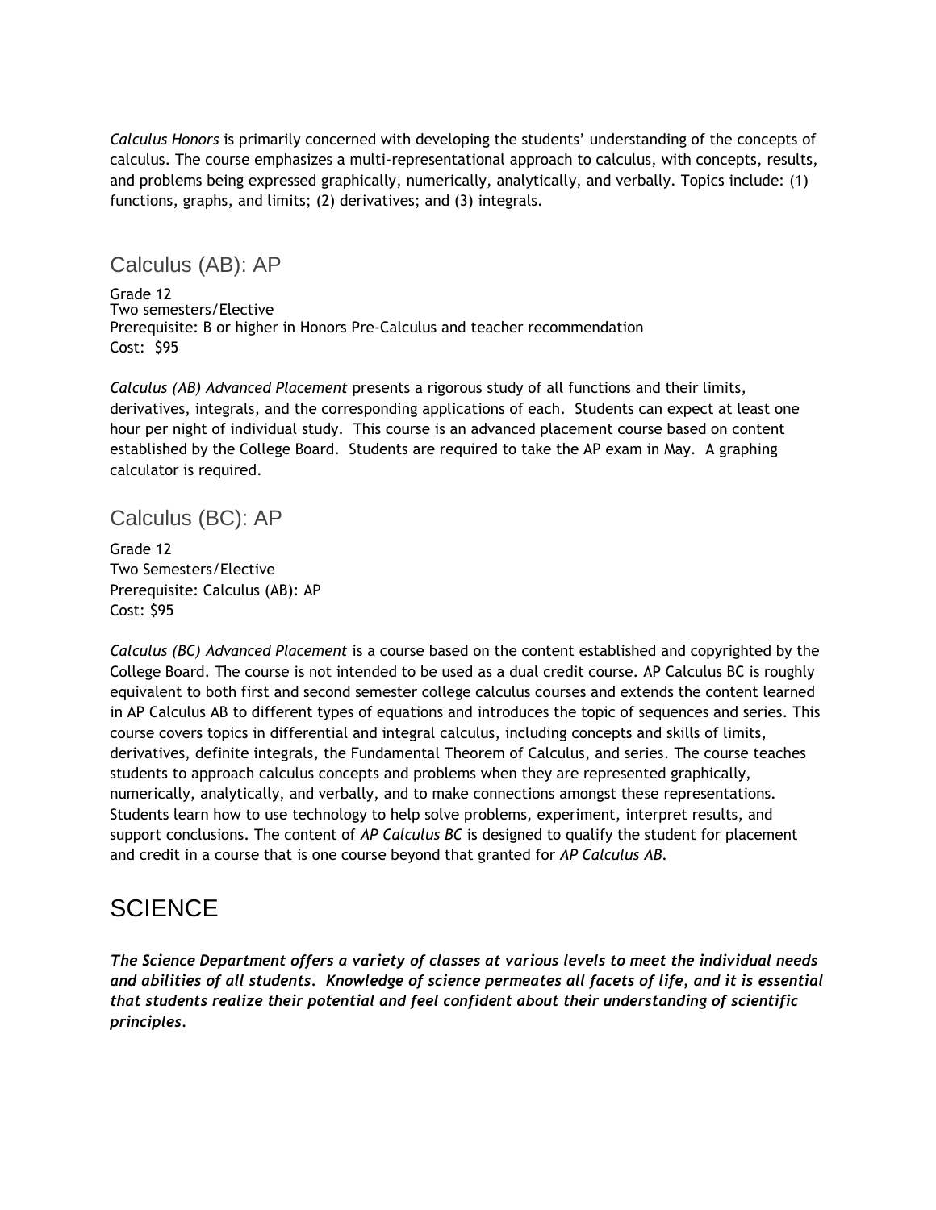*Calculus Honors* is primarily concerned with developing the students' understanding of the concepts of calculus. The course emphasizes a multi-representational approach to calculus, with concepts, results, and problems being expressed graphically, numerically, analytically, and verbally. Topics include: (1) functions, graphs, and limits; (2) derivatives; and (3) integrals.

## Calculus (AB): AP

Grade 12
Two semesters/Elective
Prerequisite: B or higher in Honors Pre-Calculus and teacher recommendation
Cost: $95

*Calculus (AB) Advanced Placement* presents a rigorous study of all functions and their limits, derivatives, integrals, and the corresponding applications of each. Students can expect at least one hour per night of individual study. This course is an advanced placement course based on content established by the College Board. Students are required to take the AP exam in May. A graphing calculator is required.

## Calculus (BC): AP

Grade 12
Two Semesters/Elective
Prerequisite: Calculus (AB): AP
Cost: $95

*Calculus (BC) Advanced Placement* is a course based on the content established and copyrighted by the College Board. The course is not intended to be used as a dual credit course. AP Calculus BC is roughly equivalent to both first and second semester college calculus courses and extends the content learned in AP Calculus AB to different types of equations and introduces the topic of sequences and series. This course covers topics in differential and integral calculus, including concepts and skills of limits, derivatives, definite integrals, the Fundamental Theorem of Calculus, and series. The course teaches students to approach calculus concepts and problems when they are represented graphically, numerically, analytically, and verbally, and to make connections amongst these representations. Students learn how to use technology to help solve problems, experiment, interpret results, and support conclusions. The content of *AP Calculus BC* is designed to qualify the student for placement and credit in a course that is one course beyond that granted for *AP Calculus AB*.

# SCIENCE

***The Science Department offers a variety of classes at various levels to meet the individual needs and abilities of all students. Knowledge of science permeates all facets of life, and it is essential that students realize their potential and feel confident about their understanding of scientific principles.***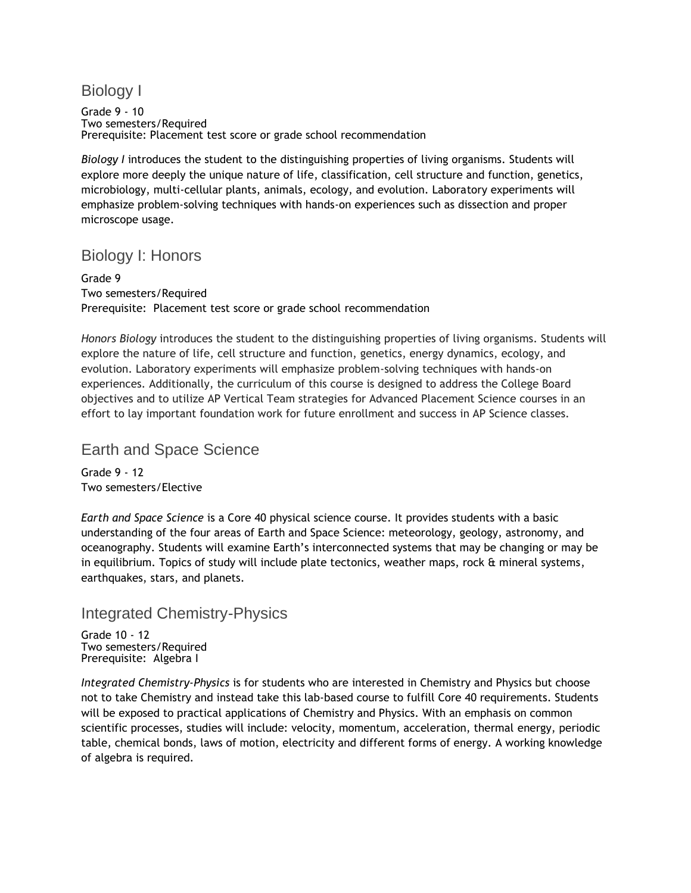## Biology I

Grade 9 - 10
Two semesters/Required
Prerequisite: Placement test score or grade school recommendation

*Biology I* introduces the student to the distinguishing properties of living organisms. Students will explore more deeply the unique nature of life, classification, cell structure and function, genetics, microbiology, multi-cellular plants, animals, ecology, and evolution. Laboratory experiments will emphasize problem-solving techniques with hands-on experiences such as dissection and proper microscope usage.

## Biology I: Honors

Grade 9
Two semesters/Required
Prerequisite: Placement test score or grade school recommendation

*Honors Biology* introduces the student to the distinguishing properties of living organisms. Students will explore the nature of life, cell structure and function, genetics, energy dynamics, ecology, and evolution. Laboratory experiments will emphasize problem-solving techniques with hands-on experiences. Additionally, the curriculum of this course is designed to address the College Board objectives and to utilize AP Vertical Team strategies for Advanced Placement Science courses in an effort to lay important foundation work for future enrollment and success in AP Science classes.

## Earth and Space Science

Grade 9 - 12
Two semesters/Elective

*Earth and Space Science* is a Core 40 physical science course. It provides students with a basic understanding of the four areas of Earth and Space Science: meteorology, geology, astronomy, and oceanography. Students will examine Earth's interconnected systems that may be changing or may be in equilibrium. Topics of study will include plate tectonics, weather maps, rock & mineral systems, earthquakes, stars, and planets.

## Integrated Chemistry-Physics

Grade 10 - 12
Two semesters/Required
Prerequisite: Algebra I

*Integrated Chemistry-Physics* is for students who are interested in Chemistry and Physics but choose not to take Chemistry and instead take this lab-based course to fulfill Core 40 requirements. Students will be exposed to practical applications of Chemistry and Physics. With an emphasis on common scientific processes, studies will include: velocity, momentum, acceleration, thermal energy, periodic table, chemical bonds, laws of motion, electricity and different forms of energy. A working knowledge of algebra is required.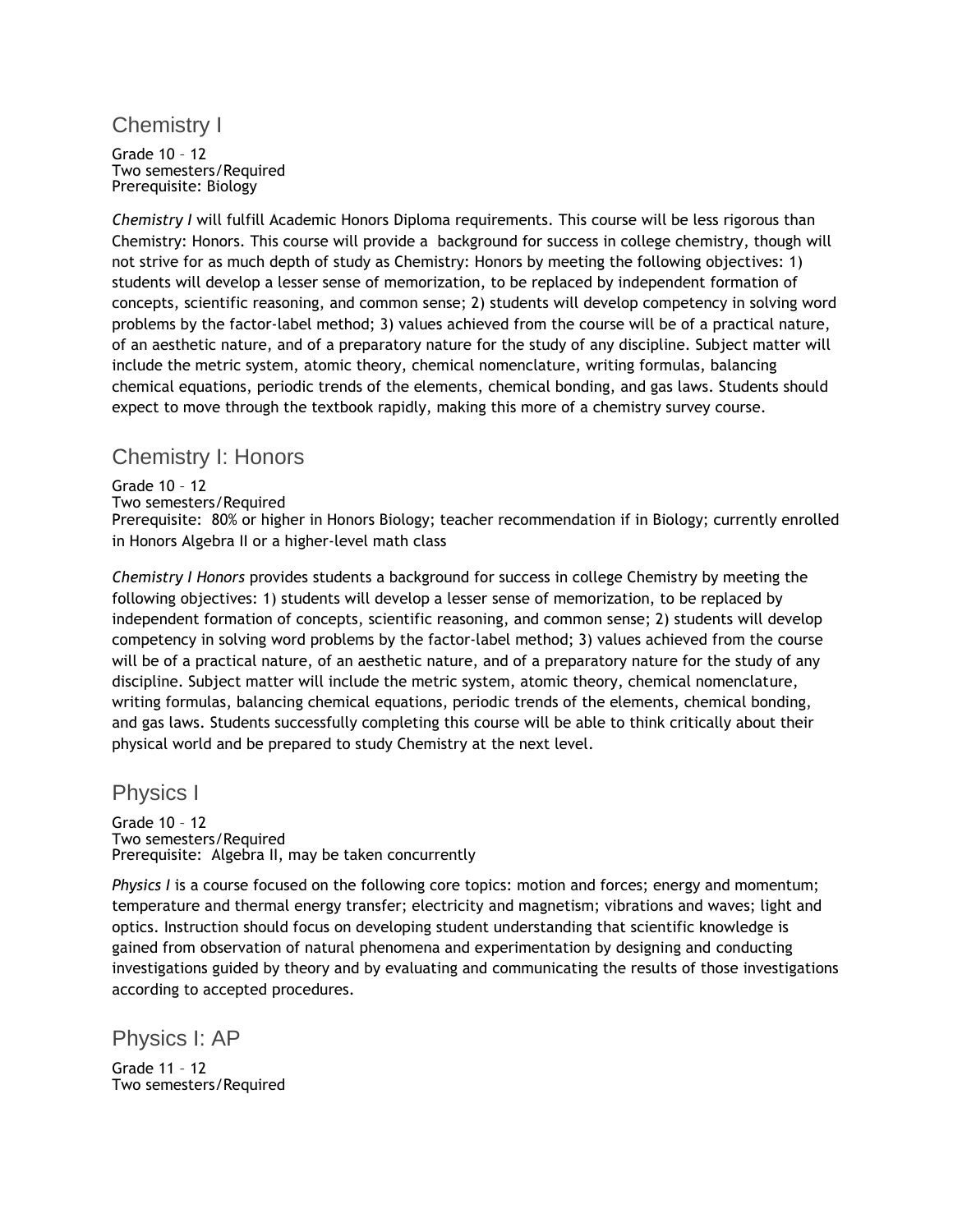## Chemistry I

Grade 10 – 12
Two semesters/Required
Prerequisite: Biology

*Chemistry I* will fulfill Academic Honors Diploma requirements. This course will be less rigorous than Chemistry: Honors. This course will provide a background for success in college chemistry, though will not strive for as much depth of study as Chemistry: Honors by meeting the following objectives: 1) students will develop a lesser sense of memorization, to be replaced by independent formation of concepts, scientific reasoning, and common sense; 2) students will develop competency in solving word problems by the factor-label method; 3) values achieved from the course will be of a practical nature, of an aesthetic nature, and of a preparatory nature for the study of any discipline. Subject matter will include the metric system, atomic theory, chemical nomenclature, writing formulas, balancing chemical equations, periodic trends of the elements, chemical bonding, and gas laws. Students should expect to move through the textbook rapidly, making this more of a chemistry survey course.

## Chemistry I: Honors

Grade 10 – 12
Two semesters/Required
Prerequisite: 80% or higher in Honors Biology; teacher recommendation if in Biology; currently enrolled in Honors Algebra II or a higher-level math class

*Chemistry I Honors* provides students a background for success in college Chemistry by meeting the following objectives: 1) students will develop a lesser sense of memorization, to be replaced by independent formation of concepts, scientific reasoning, and common sense; 2) students will develop competency in solving word problems by the factor-label method; 3) values achieved from the course will be of a practical nature, of an aesthetic nature, and of a preparatory nature for the study of any discipline. Subject matter will include the metric system, atomic theory, chemical nomenclature, writing formulas, balancing chemical equations, periodic trends of the elements, chemical bonding, and gas laws. Students successfully completing this course will be able to think critically about their physical world and be prepared to study Chemistry at the next level.

## Physics I

Grade 10 – 12
Two semesters/Required
Prerequisite: Algebra II, may be taken concurrently

*Physics I* is a course focused on the following core topics: motion and forces; energy and momentum; temperature and thermal energy transfer; electricity and magnetism; vibrations and waves; light and optics. Instruction should focus on developing student understanding that scientific knowledge is gained from observation of natural phenomena and experimentation by designing and conducting investigations guided by theory and by evaluating and communicating the results of those investigations according to accepted procedures.

## Physics I: AP

Grade 11 – 12
Two semesters/Required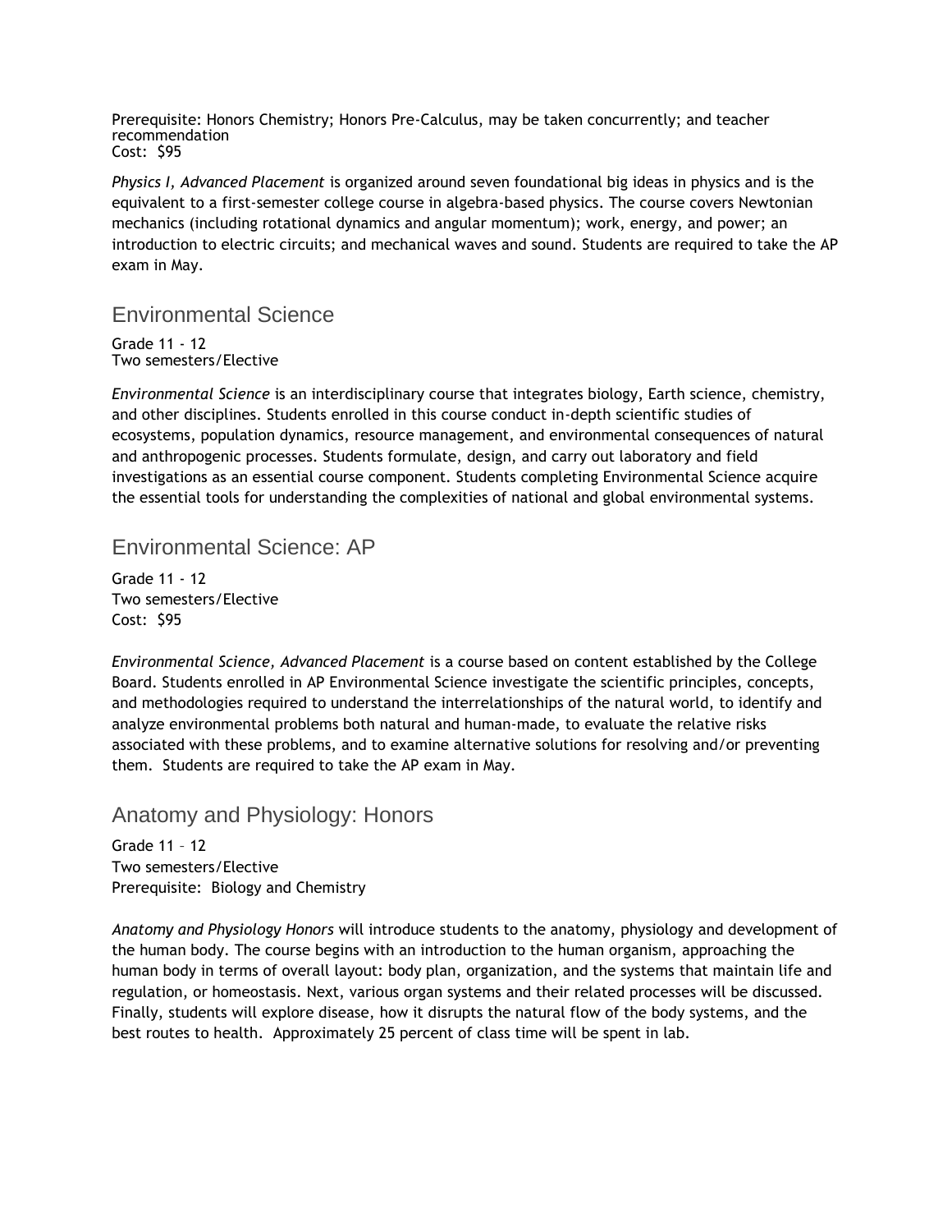Prerequisite: Honors Chemistry; Honors Pre-Calculus, may be taken concurrently; and teacher recommendation
Cost: $95

*Physics I, Advanced Placement* is organized around seven foundational big ideas in physics and is the equivalent to a first-semester college course in algebra-based physics. The course covers Newtonian mechanics (including rotational dynamics and angular momentum); work, energy, and power; an introduction to electric circuits; and mechanical waves and sound. Students are required to take the AP exam in May.

## Environmental Science

Grade 11 - 12
Two semesters/Elective

*Environmental Science* is an interdisciplinary course that integrates biology, Earth science, chemistry, and other disciplines. Students enrolled in this course conduct in-depth scientific studies of ecosystems, population dynamics, resource management, and environmental consequences of natural and anthropogenic processes. Students formulate, design, and carry out laboratory and field investigations as an essential course component. Students completing Environmental Science acquire the essential tools for understanding the complexities of national and global environmental systems.

## Environmental Science: AP

Grade 11 - 12
Two semesters/Elective
Cost: $95

*Environmental Science, Advanced Placement* is a course based on content established by the College Board. Students enrolled in AP Environmental Science investigate the scientific principles, concepts, and methodologies required to understand the interrelationships of the natural world, to identify and analyze environmental problems both natural and human-made, to evaluate the relative risks associated with these problems, and to examine alternative solutions for resolving and/or preventing them. Students are required to take the AP exam in May.

## Anatomy and Physiology: Honors

Grade 11 – 12
Two semesters/Elective
Prerequisite: Biology and Chemistry

*Anatomy and Physiology Honors* will introduce students to the anatomy, physiology and development of the human body. The course begins with an introduction to the human organism, approaching the human body in terms of overall layout: body plan, organization, and the systems that maintain life and regulation, or homeostasis. Next, various organ systems and their related processes will be discussed. Finally, students will explore disease, how it disrupts the natural flow of the body systems, and the best routes to health. Approximately 25 percent of class time will be spent in lab.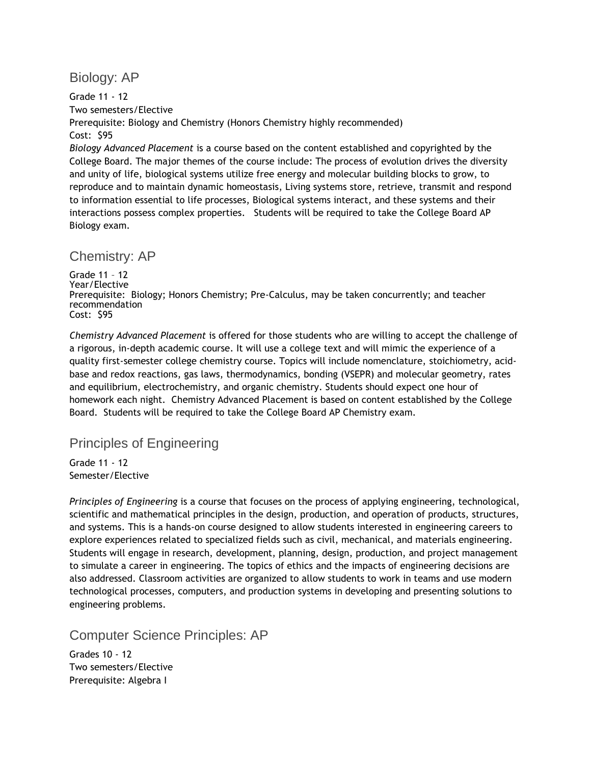## Biology: AP

Grade 11 - 12
Two semesters/Elective
Prerequisite: Biology and Chemistry (Honors Chemistry highly recommended)
Cost: $95

*Biology Advanced Placement* is a course based on the content established and copyrighted by the College Board. The major themes of the course include: The process of evolution drives the diversity and unity of life, biological systems utilize free energy and molecular building blocks to grow, to reproduce and to maintain dynamic homeostasis, Living systems store, retrieve, transmit and respond to information essential to life processes, Biological systems interact, and these systems and their interactions possess complex properties. Students will be required to take the College Board AP Biology exam.

## Chemistry: AP

Grade 11 – 12
Year/Elective
Prerequisite: Biology; Honors Chemistry; Pre-Calculus, may be taken concurrently; and teacher recommendation
Cost: $95

*Chemistry Advanced Placement* is offered for those students who are willing to accept the challenge of a rigorous, in-depth academic course. It will use a college text and will mimic the experience of a quality first-semester college chemistry course. Topics will include nomenclature, stoichiometry, acid-base and redox reactions, gas laws, thermodynamics, bonding (VSEPR) and molecular geometry, rates and equilibrium, electrochemistry, and organic chemistry. Students should expect one hour of homework each night. Chemistry Advanced Placement is based on content established by the College Board. Students will be required to take the College Board AP Chemistry exam.

## Principles of Engineering

Grade 11 - 12
Semester/Elective

*Principles of Engineering* is a course that focuses on the process of applying engineering, technological, scientific and mathematical principles in the design, production, and operation of products, structures, and systems. This is a hands-on course designed to allow students interested in engineering careers to explore experiences related to specialized fields such as civil, mechanical, and materials engineering. Students will engage in research, development, planning, design, production, and project management to simulate a career in engineering. The topics of ethics and the impacts of engineering decisions are also addressed. Classroom activities are organized to allow students to work in teams and use modern technological processes, computers, and production systems in developing and presenting solutions to engineering problems.

## Computer Science Principles: AP

Grades 10 - 12
Two semesters/Elective
Prerequisite: Algebra I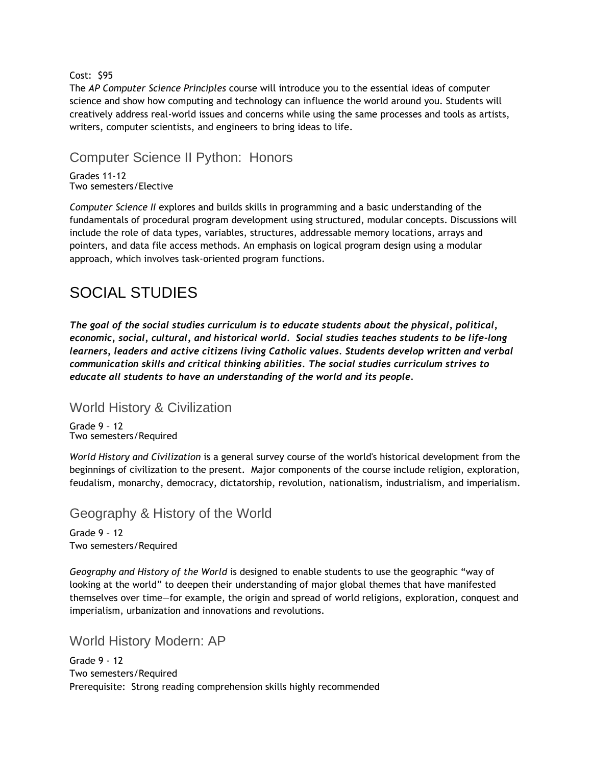Cost: $95

The *AP Computer Science Principles* course will introduce you to the essential ideas of computer science and show how computing and technology can influence the world around you. Students will creatively address real-world issues and concerns while using the same processes and tools as artists, writers, computer scientists, and engineers to bring ideas to life.

### Computer Science II Python: Honors

Grades 11-12
Two semesters/Elective

*Computer Science II* explores and builds skills in programming and a basic understanding of the fundamentals of procedural program development using structured, modular concepts. Discussions will include the role of data types, variables, structures, addressable memory locations, arrays and pointers, and data file access methods. An emphasis on logical program design using a modular approach, which involves task-oriented program functions.

## SOCIAL STUDIES

***The goal of the social studies curriculum is to educate students about the physical, political, economic, social, cultural, and historical world. Social studies teaches students to be life-long learners, leaders and active citizens living Catholic values. Students develop written and verbal communication skills and critical thinking abilities. The social studies curriculum strives to educate all students to have an understanding of the world and its people.***

### World History & Civilization

Grade 9 – 12
Two semesters/Required

*World History and Civilization* is a general survey course of the world's historical development from the beginnings of civilization to the present. Major components of the course include religion, exploration, feudalism, monarchy, democracy, dictatorship, revolution, nationalism, industrialism, and imperialism.

### Geography & History of the World

Grade 9 – 12
Two semesters/Required

*Geography and History of the World* is designed to enable students to use the geographic "way of looking at the world" to deepen their understanding of major global themes that have manifested themselves over time—for example, the origin and spread of world religions, exploration, conquest and imperialism, urbanization and innovations and revolutions.

### World History Modern: AP

Grade 9 - 12
Two semesters/Required
Prerequisite: Strong reading comprehension skills highly recommended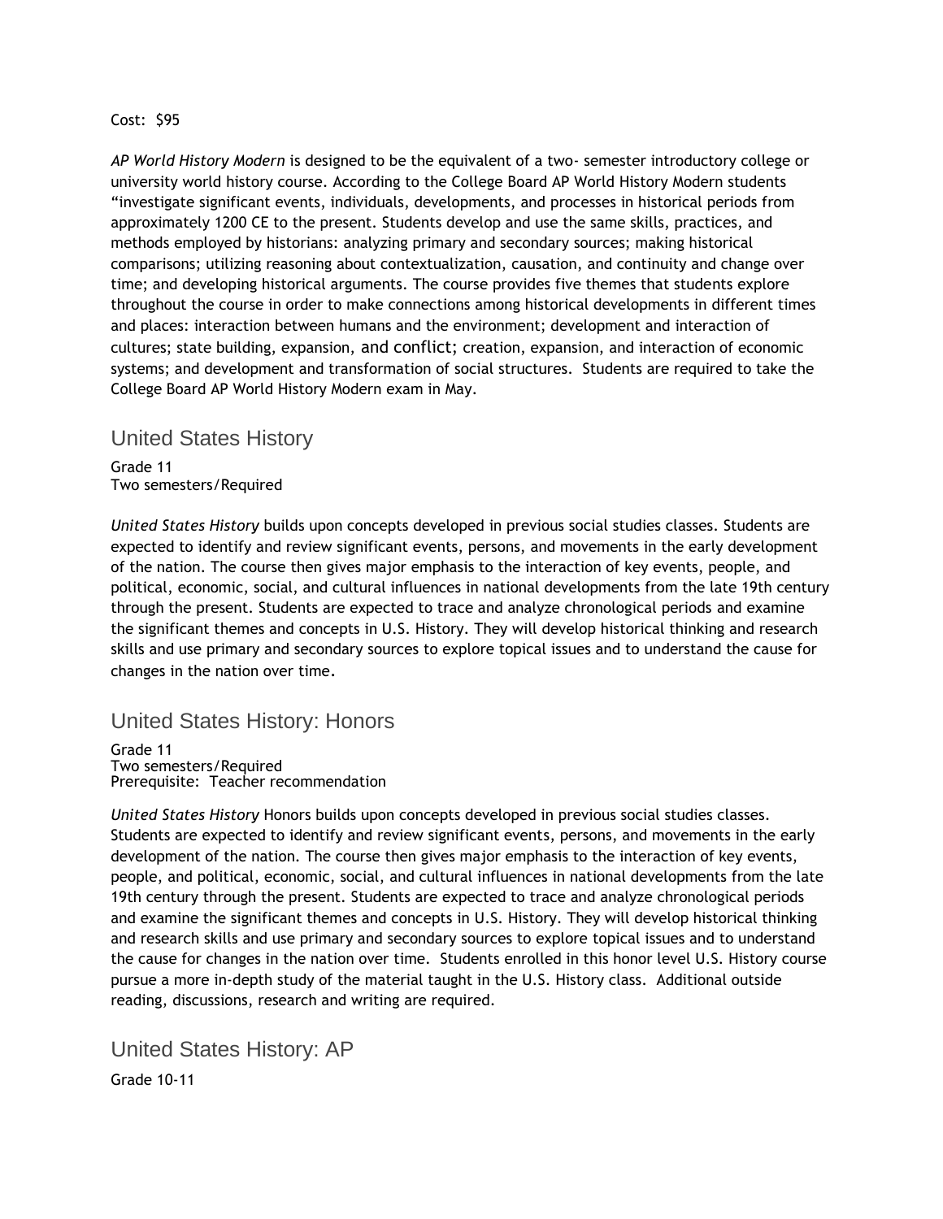Cost: $95

*AP World History Modern* is designed to be the equivalent of a two- semester introductory college or university world history course. According to the College Board AP World History Modern students "investigate significant events, individuals, developments, and processes in historical periods from approximately 1200 CE to the present. Students develop and use the same skills, practices, and methods employed by historians: analyzing primary and secondary sources; making historical comparisons; utilizing reasoning about contextualization, causation, and continuity and change over time; and developing historical arguments. The course provides five themes that students explore throughout the course in order to make connections among historical developments in different times and places: interaction between humans and the environment; development and interaction of cultures; state building, expansion, and conflict; creation, expansion, and interaction of economic systems; and development and transformation of social structures. Students are required to take the College Board AP World History Modern exam in May.

## United States History

Grade 11
Two semesters/Required

*United States History* builds upon concepts developed in previous social studies classes. Students are expected to identify and review significant events, persons, and movements in the early development of the nation. The course then gives major emphasis to the interaction of key events, people, and political, economic, social, and cultural influences in national developments from the late 19th century through the present. Students are expected to trace and analyze chronological periods and examine the significant themes and concepts in U.S. History. They will develop historical thinking and research skills and use primary and secondary sources to explore topical issues and to understand the cause for changes in the nation over time.

## United States History: Honors

Grade 11
Two semesters/Required
Prerequisite: Teacher recommendation

*United States History* Honors builds upon concepts developed in previous social studies classes. Students are expected to identify and review significant events, persons, and movements in the early development of the nation. The course then gives major emphasis to the interaction of key events, people, and political, economic, social, and cultural influences in national developments from the late 19th century through the present. Students are expected to trace and analyze chronological periods and examine the significant themes and concepts in U.S. History. They will develop historical thinking and research skills and use primary and secondary sources to explore topical issues and to understand the cause for changes in the nation over time. Students enrolled in this honor level U.S. History course pursue a more in-depth study of the material taught in the U.S. History class. Additional outside reading, discussions, research and writing are required.

## United States History: AP

Grade 10-11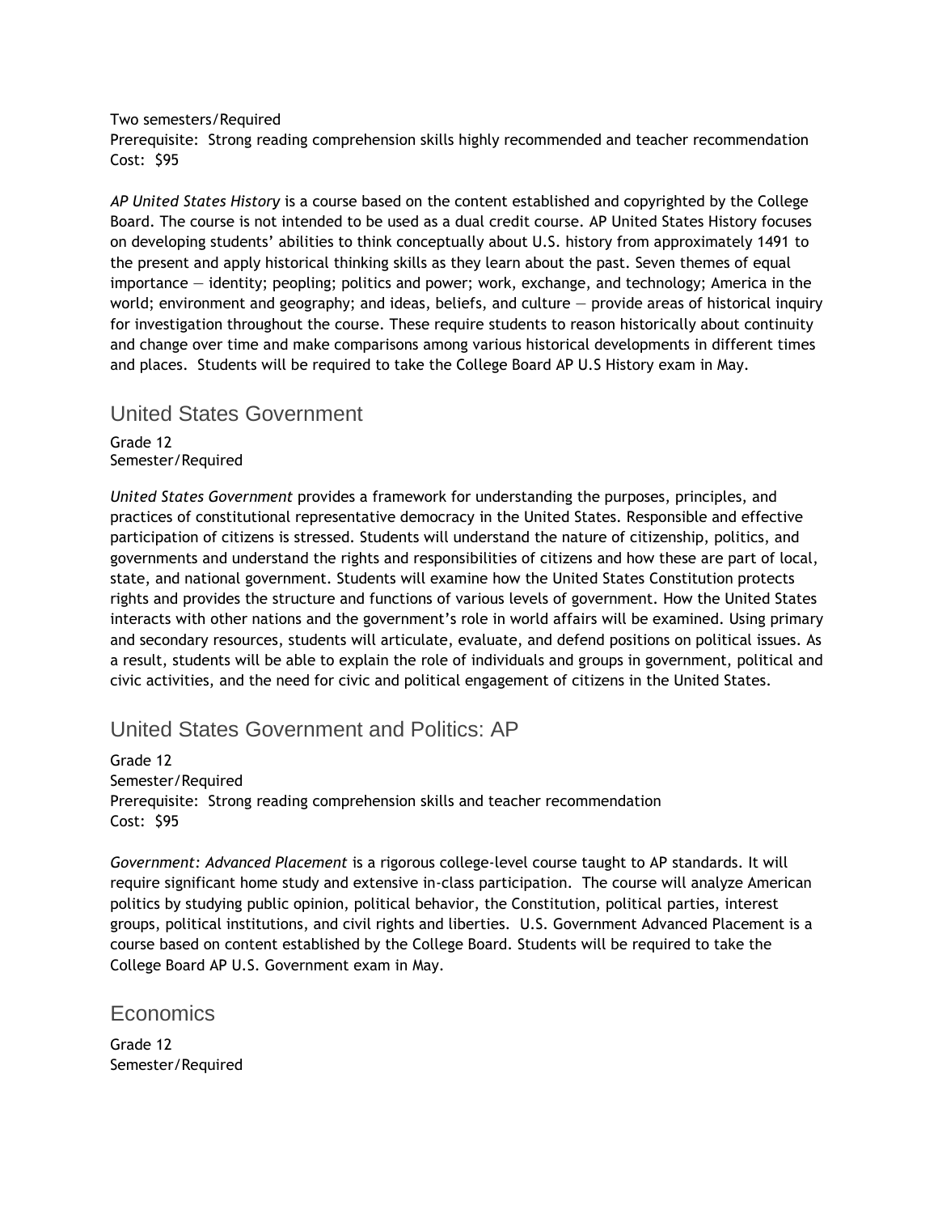Two semesters/Required
Prerequisite: Strong reading comprehension skills highly recommended and teacher recommendation
Cost: $95

*AP United States History* is a course based on the content established and copyrighted by the College Board. The course is not intended to be used as a dual credit course. AP United States History focuses on developing students' abilities to think conceptually about U.S. history from approximately 1491 to the present and apply historical thinking skills as they learn about the past. Seven themes of equal importance — identity; peopling; politics and power; work, exchange, and technology; America in the world; environment and geography; and ideas, beliefs, and culture — provide areas of historical inquiry for investigation throughout the course. These require students to reason historically about continuity and change over time and make comparisons among various historical developments in different times and places. Students will be required to take the College Board AP U.S History exam in May.

## United States Government

Grade 12
Semester/Required

*United States Government* provides a framework for understanding the purposes, principles, and practices of constitutional representative democracy in the United States. Responsible and effective participation of citizens is stressed. Students will understand the nature of citizenship, politics, and governments and understand the rights and responsibilities of citizens and how these are part of local, state, and national government. Students will examine how the United States Constitution protects rights and provides the structure and functions of various levels of government. How the United States interacts with other nations and the government's role in world affairs will be examined. Using primary and secondary resources, students will articulate, evaluate, and defend positions on political issues. As a result, students will be able to explain the role of individuals and groups in government, political and civic activities, and the need for civic and political engagement of citizens in the United States.

## United States Government and Politics: AP

Grade 12
Semester/Required
Prerequisite: Strong reading comprehension skills and teacher recommendation
Cost: $95

*Government: Advanced Placement* is a rigorous college-level course taught to AP standards. It will require significant home study and extensive in-class participation. The course will analyze American politics by studying public opinion, political behavior, the Constitution, political parties, interest groups, political institutions, and civil rights and liberties. U.S. Government Advanced Placement is a course based on content established by the College Board. Students will be required to take the College Board AP U.S. Government exam in May.

## Economics

Grade 12
Semester/Required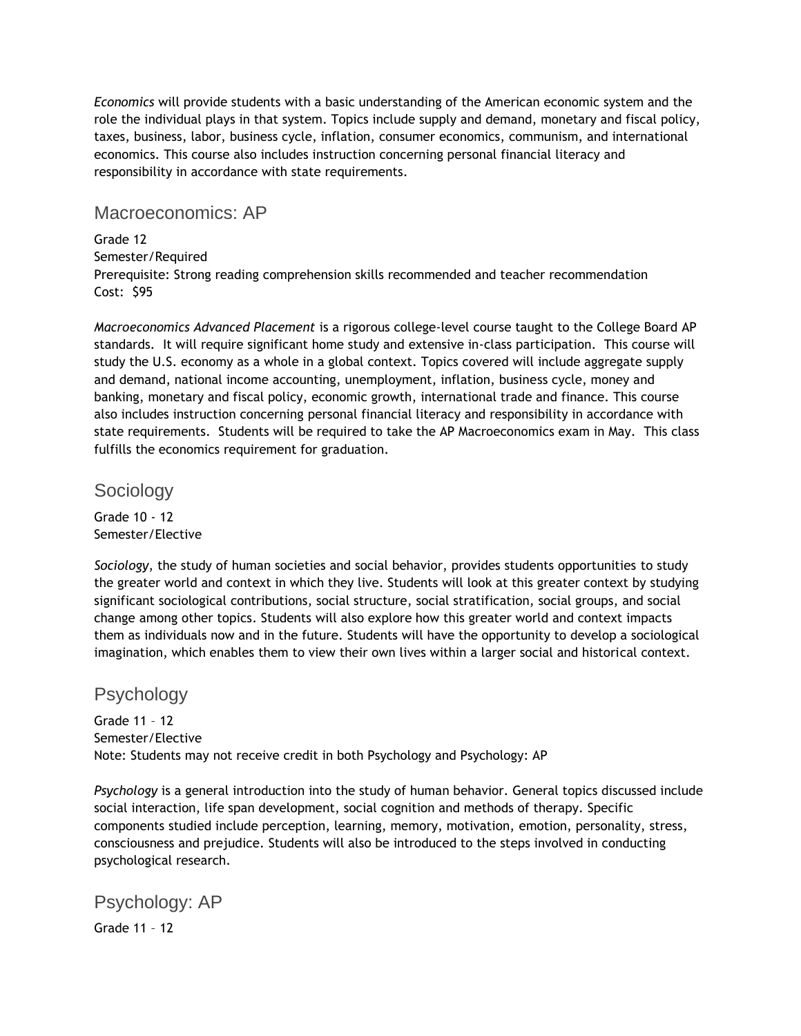*Economics* will provide students with a basic understanding of the American economic system and the role the individual plays in that system. Topics include supply and demand, monetary and fiscal policy, taxes, business, labor, business cycle, inflation, consumer economics, communism, and international economics. This course also includes instruction concerning personal financial literacy and responsibility in accordance with state requirements.

## Macroeconomics: AP

Grade 12
Semester/Required
Prerequisite: Strong reading comprehension skills recommended and teacher recommendation
Cost: $95

*Macroeconomics Advanced Placement* is a rigorous college-level course taught to the College Board AP standards. It will require significant home study and extensive in-class participation. This course will study the U.S. economy as a whole in a global context. Topics covered will include aggregate supply and demand, national income accounting, unemployment, inflation, business cycle, money and banking, monetary and fiscal policy, economic growth, international trade and finance. This course also includes instruction concerning personal financial literacy and responsibility in accordance with state requirements. Students will be required to take the AP Macroeconomics exam in May. This class fulfills the economics requirement for graduation.

## Sociology

Grade 10 - 12
Semester/Elective

*Sociology*, the study of human societies and social behavior, provides students opportunities to study the greater world and context in which they live. Students will look at this greater context by studying significant sociological contributions, social structure, social stratification, social groups, and social change among other topics. Students will also explore how this greater world and context impacts them as individuals now and in the future. Students will have the opportunity to develop a sociological imagination, which enables them to view their own lives within a larger social and historical context.

## Psychology

Grade 11 – 12
Semester/Elective
Note: Students may not receive credit in both Psychology and Psychology: AP

*Psychology* is a general introduction into the study of human behavior. General topics discussed include social interaction, life span development, social cognition and methods of therapy. Specific components studied include perception, learning, memory, motivation, emotion, personality, stress, consciousness and prejudice. Students will also be introduced to the steps involved in conducting psychological research.

## Psychology: AP

Grade 11 – 12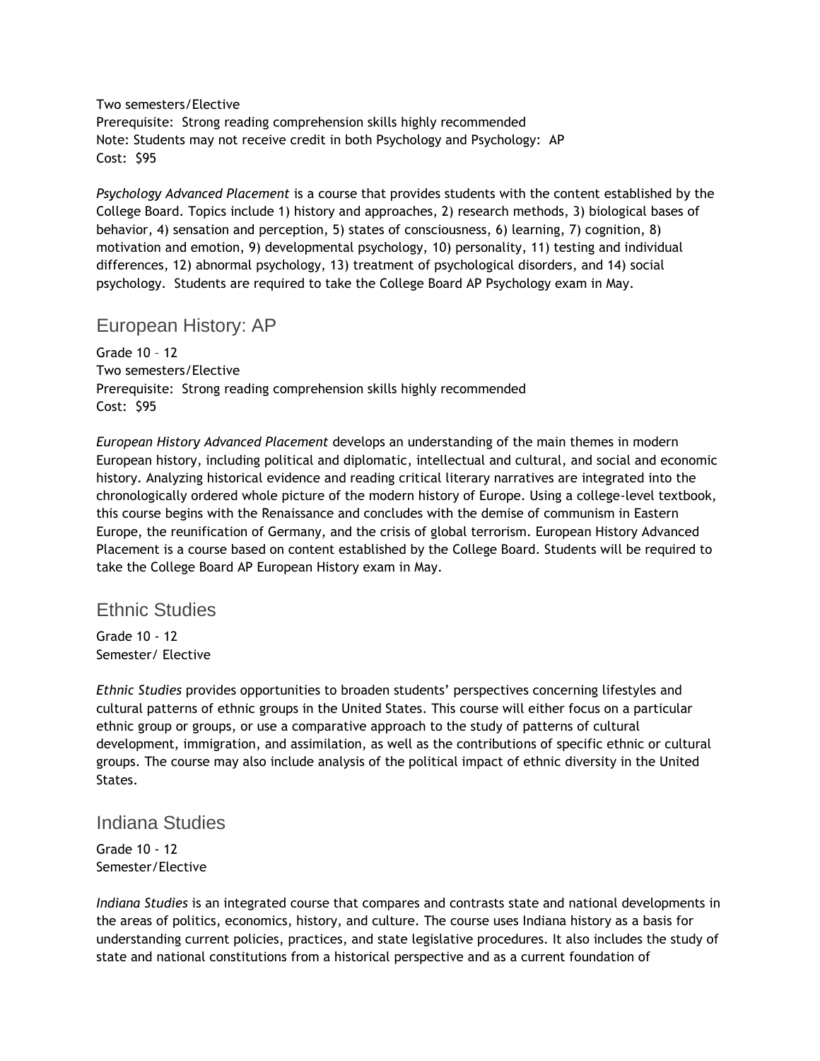Two semesters/Elective
Prerequisite: Strong reading comprehension skills highly recommended
Note: Students may not receive credit in both Psychology and Psychology: AP
Cost: $95

*Psychology Advanced Placement* is a course that provides students with the content established by the College Board. Topics include 1) history and approaches, 2) research methods, 3) biological bases of behavior, 4) sensation and perception, 5) states of consciousness, 6) learning, 7) cognition, 8) motivation and emotion, 9) developmental psychology, 10) personality, 11) testing and individual differences, 12) abnormal psychology, 13) treatment of psychological disorders, and 14) social psychology. Students are required to take the College Board AP Psychology exam in May.

## European History: AP

Grade 10 – 12
Two semesters/Elective
Prerequisite: Strong reading comprehension skills highly recommended
Cost: $95

*European History Advanced Placement* develops an understanding of the main themes in modern European history, including political and diplomatic, intellectual and cultural, and social and economic history. Analyzing historical evidence and reading critical literary narratives are integrated into the chronologically ordered whole picture of the modern history of Europe. Using a college-level textbook, this course begins with the Renaissance and concludes with the demise of communism in Eastern Europe, the reunification of Germany, and the crisis of global terrorism. European History Advanced Placement is a course based on content established by the College Board. Students will be required to take the College Board AP European History exam in May.

## Ethnic Studies

Grade 10 - 12
Semester/ Elective

*Ethnic Studies* provides opportunities to broaden students' perspectives concerning lifestyles and cultural patterns of ethnic groups in the United States. This course will either focus on a particular ethnic group or groups, or use a comparative approach to the study of patterns of cultural development, immigration, and assimilation, as well as the contributions of specific ethnic or cultural groups. The course may also include analysis of the political impact of ethnic diversity in the United States.

## Indiana Studies

Grade 10 - 12
Semester/Elective

*Indiana Studies* is an integrated course that compares and contrasts state and national developments in the areas of politics, economics, history, and culture. The course uses Indiana history as a basis for understanding current policies, practices, and state legislative procedures. It also includes the study of state and national constitutions from a historical perspective and as a current foundation of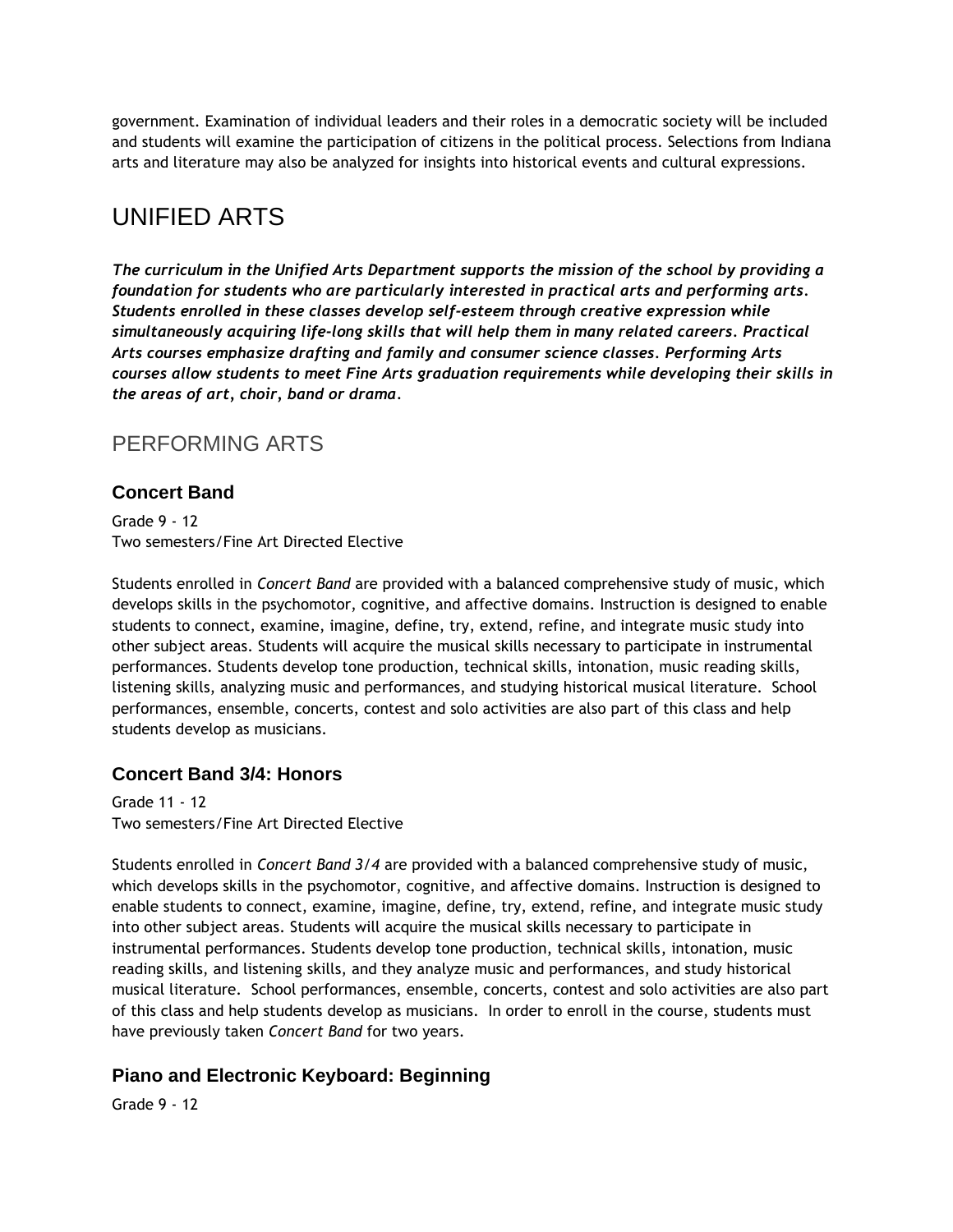government. Examination of individual leaders and their roles in a democratic society will be included and students will examine the participation of citizens in the political process. Selections from Indiana arts and literature may also be analyzed for insights into historical events and cultural expressions.

# UNIFIED ARTS

***The curriculum in the Unified Arts Department supports the mission of the school by providing a foundation for students who are particularly interested in practical arts and performing arts. Students enrolled in these classes develop self-esteem through creative expression while simultaneously acquiring life-long skills that will help them in many related careers. Practical Arts courses emphasize drafting and family and consumer science classes. Performing Arts courses allow students to meet Fine Arts graduation requirements while developing their skills in the areas of art, choir, band or drama.***

## PERFORMING ARTS

### Concert Band

Grade 9 - 12
Two semesters/Fine Art Directed Elective

Students enrolled in *Concert Band* are provided with a balanced comprehensive study of music, which develops skills in the psychomotor, cognitive, and affective domains. Instruction is designed to enable students to connect, examine, imagine, define, try, extend, refine, and integrate music study into other subject areas. Students will acquire the musical skills necessary to participate in instrumental performances. Students develop tone production, technical skills, intonation, music reading skills, listening skills, analyzing music and performances, and studying historical musical literature. School performances, ensemble, concerts, contest and solo activities are also part of this class and help students develop as musicians.

### Concert Band 3/4: Honors

Grade 11 - 12
Two semesters/Fine Art Directed Elective

Students enrolled in *Concert Band 3/4* are provided with a balanced comprehensive study of music, which develops skills in the psychomotor, cognitive, and affective domains. Instruction is designed to enable students to connect, examine, imagine, define, try, extend, refine, and integrate music study into other subject areas. Students will acquire the musical skills necessary to participate in instrumental performances. Students develop tone production, technical skills, intonation, music reading skills, and listening skills, and they analyze music and performances, and study historical musical literature. School performances, ensemble, concerts, contest and solo activities are also part of this class and help students develop as musicians. In order to enroll in the course, students must have previously taken *Concert Band* for two years.

### Piano and Electronic Keyboard: Beginning

Grade 9 - 12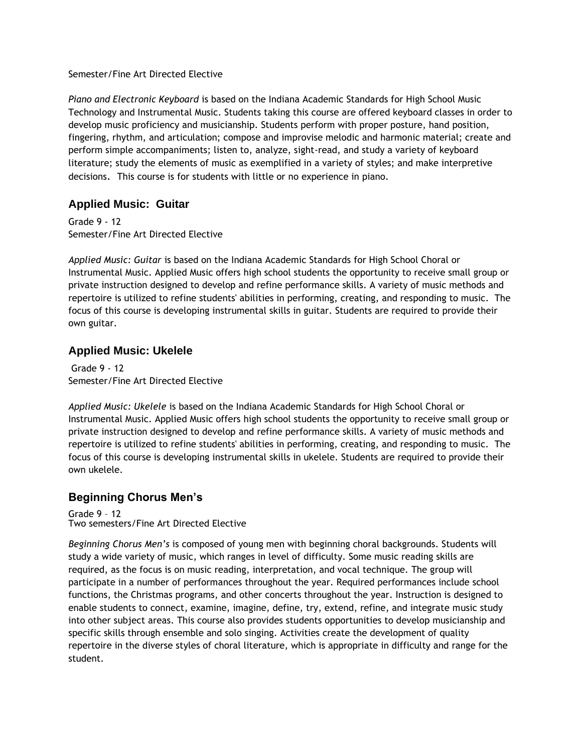Semester/Fine Art Directed Elective

*Piano and Electronic Keyboard* is based on the Indiana Academic Standards for High School Music Technology and Instrumental Music. Students taking this course are offered keyboard classes in order to develop music proficiency and musicianship. Students perform with proper posture, hand position, fingering, rhythm, and articulation; compose and improvise melodic and harmonic material; create and perform simple accompaniments; listen to, analyze, sight-read, and study a variety of keyboard literature; study the elements of music as exemplified in a variety of styles; and make interpretive decisions. This course is for students with little or no experience in piano.

## Applied Music: Guitar

Grade 9 - 12
Semester/Fine Art Directed Elective

*Applied Music: Guitar* is based on the Indiana Academic Standards for High School Choral or Instrumental Music. Applied Music offers high school students the opportunity to receive small group or private instruction designed to develop and refine performance skills. A variety of music methods and repertoire is utilized to refine students' abilities in performing, creating, and responding to music. The focus of this course is developing instrumental skills in guitar. Students are required to provide their own guitar.

## Applied Music: Ukelele

Grade 9 - 12
Semester/Fine Art Directed Elective

*Applied Music: Ukelele* is based on the Indiana Academic Standards for High School Choral or Instrumental Music. Applied Music offers high school students the opportunity to receive small group or private instruction designed to develop and refine performance skills. A variety of music methods and repertoire is utilized to refine students' abilities in performing, creating, and responding to music. The focus of this course is developing instrumental skills in ukelele. Students are required to provide their own ukelele.

## Beginning Chorus Men's

Grade 9 – 12
Two semesters/Fine Art Directed Elective

*Beginning Chorus Men's* is composed of young men with beginning choral backgrounds. Students will study a wide variety of music, which ranges in level of difficulty. Some music reading skills are required, as the focus is on music reading, interpretation, and vocal technique. The group will participate in a number of performances throughout the year. Required performances include school functions, the Christmas programs, and other concerts throughout the year. Instruction is designed to enable students to connect, examine, imagine, define, try, extend, refine, and integrate music study into other subject areas. This course also provides students opportunities to develop musicianship and specific skills through ensemble and solo singing. Activities create the development of quality repertoire in the diverse styles of choral literature, which is appropriate in difficulty and range for the student.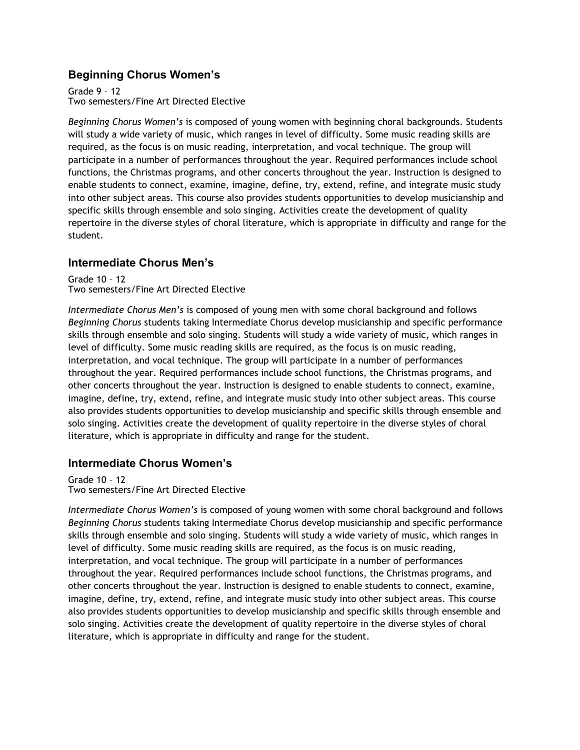## Beginning Chorus Women's

Grade 9 – 12
Two semesters/Fine Art Directed Elective

*Beginning Chorus Women's* is composed of young women with beginning choral backgrounds. Students will study a wide variety of music, which ranges in level of difficulty. Some music reading skills are required, as the focus is on music reading, interpretation, and vocal technique. The group will participate in a number of performances throughout the year. Required performances include school functions, the Christmas programs, and other concerts throughout the year. Instruction is designed to enable students to connect, examine, imagine, define, try, extend, refine, and integrate music study into other subject areas. This course also provides students opportunities to develop musicianship and specific skills through ensemble and solo singing. Activities create the development of quality repertoire in the diverse styles of choral literature, which is appropriate in difficulty and range for the student.

## Intermediate Chorus Men's

Grade 10 – 12
Two semesters/Fine Art Directed Elective

*Intermediate Chorus Men's* is composed of young men with some choral background and follows *Beginning Chorus* students taking Intermediate Chorus develop musicianship and specific performance skills through ensemble and solo singing. Students will study a wide variety of music, which ranges in level of difficulty. Some music reading skills are required, as the focus is on music reading, interpretation, and vocal technique. The group will participate in a number of performances throughout the year. Required performances include school functions, the Christmas programs, and other concerts throughout the year. Instruction is designed to enable students to connect, examine, imagine, define, try, extend, refine, and integrate music study into other subject areas. This course also provides students opportunities to develop musicianship and specific skills through ensemble and solo singing. Activities create the development of quality repertoire in the diverse styles of choral literature, which is appropriate in difficulty and range for the student.

## Intermediate Chorus Women's

Grade 10 – 12
Two semesters/Fine Art Directed Elective

*Intermediate Chorus Women's* is composed of young women with some choral background and follows *Beginning Chorus* students taking Intermediate Chorus develop musicianship and specific performance skills through ensemble and solo singing. Students will study a wide variety of music, which ranges in level of difficulty. Some music reading skills are required, as the focus is on music reading, interpretation, and vocal technique. The group will participate in a number of performances throughout the year. Required performances include school functions, the Christmas programs, and other concerts throughout the year. Instruction is designed to enable students to connect, examine, imagine, define, try, extend, refine, and integrate music study into other subject areas. This course also provides students opportunities to develop musicianship and specific skills through ensemble and solo singing. Activities create the development of quality repertoire in the diverse styles of choral literature, which is appropriate in difficulty and range for the student.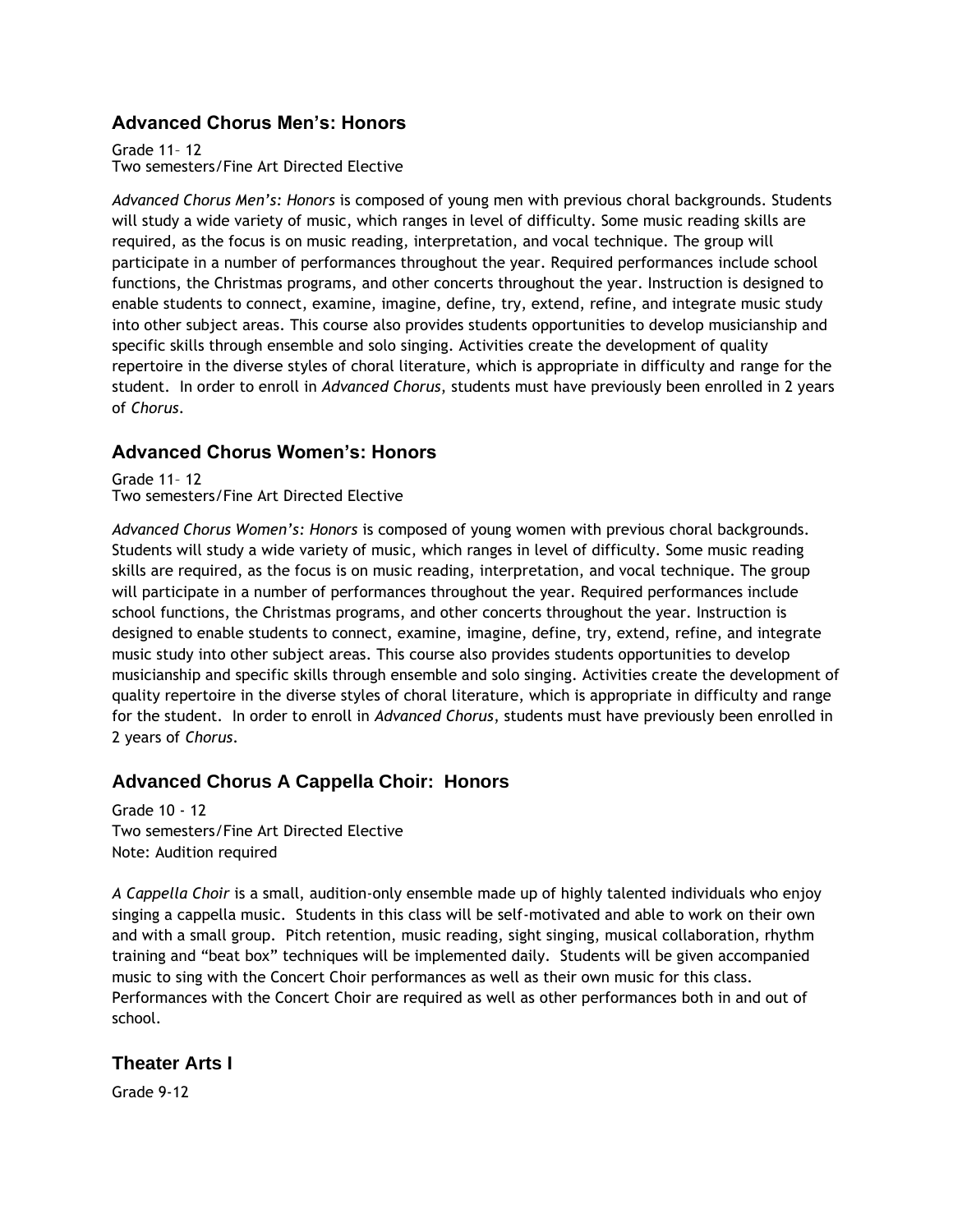## Advanced Chorus Men's: Honors

Grade 11– 12
Two semesters/Fine Art Directed Elective

*Advanced Chorus Men's: Honors* is composed of young men with previous choral backgrounds. Students will study a wide variety of music, which ranges in level of difficulty. Some music reading skills are required, as the focus is on music reading, interpretation, and vocal technique. The group will participate in a number of performances throughout the year. Required performances include school functions, the Christmas programs, and other concerts throughout the year. Instruction is designed to enable students to connect, examine, imagine, define, try, extend, refine, and integrate music study into other subject areas. This course also provides students opportunities to develop musicianship and specific skills through ensemble and solo singing. Activities create the development of quality repertoire in the diverse styles of choral literature, which is appropriate in difficulty and range for the student. In order to enroll in *Advanced Chorus*, students must have previously been enrolled in 2 years of *Chorus*.

## Advanced Chorus Women's: Honors

Grade 11– 12
Two semesters/Fine Art Directed Elective

*Advanced Chorus Women's: Honors* is composed of young women with previous choral backgrounds. Students will study a wide variety of music, which ranges in level of difficulty. Some music reading skills are required, as the focus is on music reading, interpretation, and vocal technique. The group will participate in a number of performances throughout the year. Required performances include school functions, the Christmas programs, and other concerts throughout the year. Instruction is designed to enable students to connect, examine, imagine, define, try, extend, refine, and integrate music study into other subject areas. This course also provides students opportunities to develop musicianship and specific skills through ensemble and solo singing. Activities create the development of quality repertoire in the diverse styles of choral literature, which is appropriate in difficulty and range for the student. In order to enroll in *Advanced Chorus*, students must have previously been enrolled in 2 years of *Chorus*.

## Advanced Chorus A Cappella Choir: Honors

Grade 10 - 12
Two semesters/Fine Art Directed Elective
Note: Audition required

*A Cappella Choir* is a small, audition-only ensemble made up of highly talented individuals who enjoy singing a cappella music. Students in this class will be self-motivated and able to work on their own and with a small group. Pitch retention, music reading, sight singing, musical collaboration, rhythm training and "beat box" techniques will be implemented daily. Students will be given accompanied music to sing with the Concert Choir performances as well as their own music for this class. Performances with the Concert Choir are required as well as other performances both in and out of school.

## Theater Arts I

Grade 9-12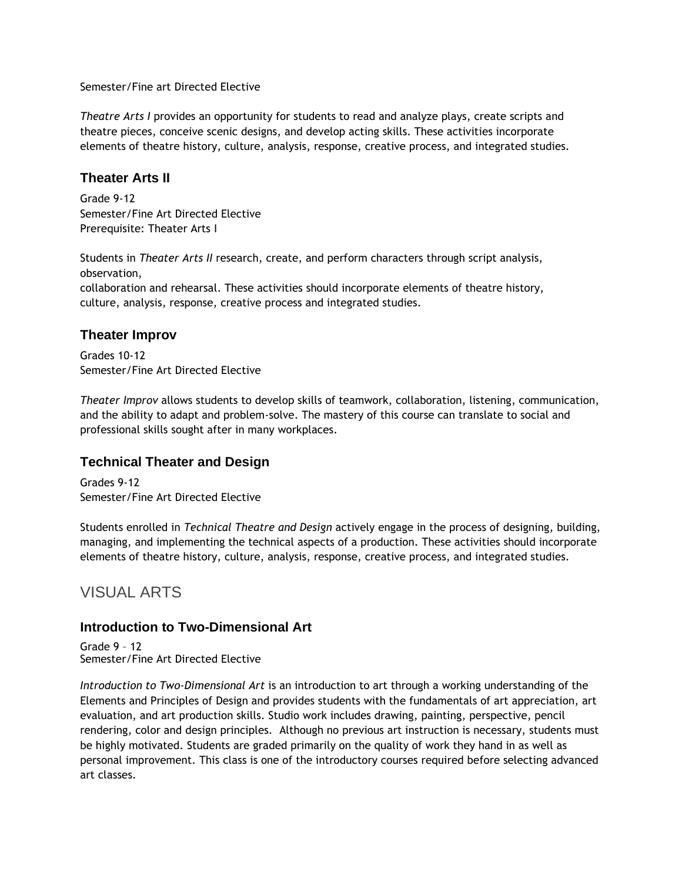Semester/Fine art Directed Elective

*Theatre Arts I* provides an opportunity for students to read and analyze plays, create scripts and theatre pieces, conceive scenic designs, and develop acting skills. These activities incorporate elements of theatre history, culture, analysis, response, creative process, and integrated studies.

### Theater Arts II

Grade 9-12
Semester/Fine Art Directed Elective
Prerequisite: Theater Arts I

Students in *Theater Arts II* research, create, and perform characters through script analysis, observation,
collaboration and rehearsal. These activities should incorporate elements of theatre history, culture, analysis, response, creative process and integrated studies.

### Theater Improv

Grades 10-12
Semester/Fine Art Directed Elective

*Theater Improv* allows students to develop skills of teamwork, collaboration, listening, communication, and the ability to adapt and problem-solve. The mastery of this course can translate to social and professional skills sought after in many workplaces.

### Technical Theater and Design

Grades 9-12
Semester/Fine Art Directed Elective

Students enrolled in *Technical Theatre and Design* actively engage in the process of designing, building, managing, and implementing the technical aspects of a production. These activities should incorporate elements of theatre history, culture, analysis, response, creative process, and integrated studies.

## VISUAL ARTS

### Introduction to Two-Dimensional Art

Grade 9 – 12
Semester/Fine Art Directed Elective

*Introduction to Two-Dimensional Art* is an introduction to art through a working understanding of the Elements and Principles of Design and provides students with the fundamentals of art appreciation, art evaluation, and art production skills. Studio work includes drawing, painting, perspective, pencil rendering, color and design principles. Although no previous art instruction is necessary, students must be highly motivated. Students are graded primarily on the quality of work they hand in as well as personal improvement. This class is one of the introductory courses required before selecting advanced art classes.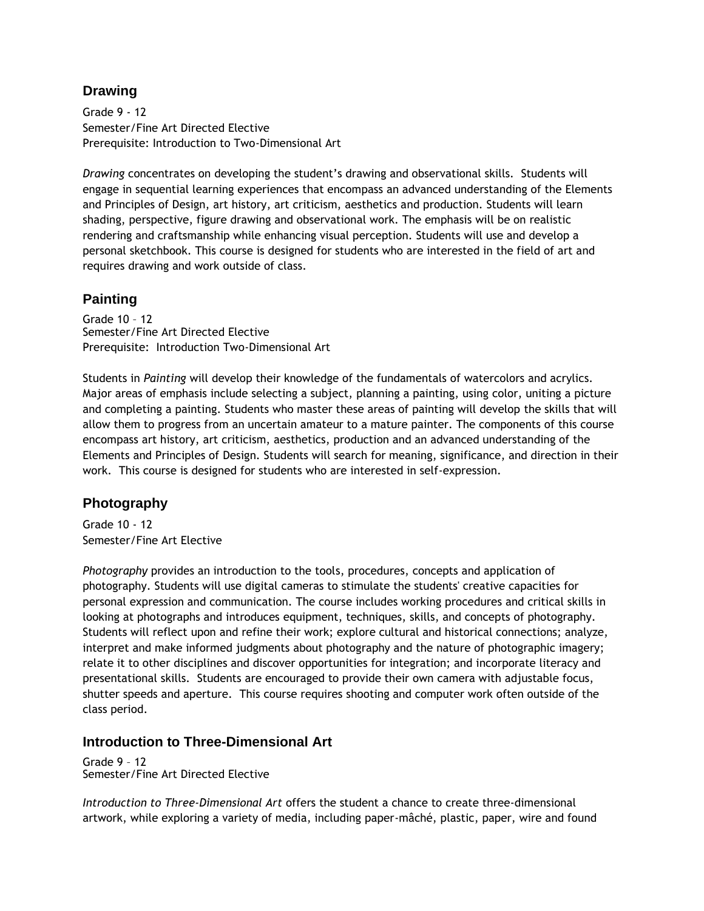## Drawing

Grade 9 - 12
Semester/Fine Art Directed Elective
Prerequisite: Introduction to Two-Dimensional Art

*Drawing* concentrates on developing the student's drawing and observational skills. Students will engage in sequential learning experiences that encompass an advanced understanding of the Elements and Principles of Design, art history, art criticism, aesthetics and production. Students will learn shading, perspective, figure drawing and observational work. The emphasis will be on realistic rendering and craftsmanship while enhancing visual perception. Students will use and develop a personal sketchbook. This course is designed for students who are interested in the field of art and requires drawing and work outside of class.

## Painting

Grade 10 – 12
Semester/Fine Art Directed Elective
Prerequisite: Introduction Two-Dimensional Art

Students in *Painting* will develop their knowledge of the fundamentals of watercolors and acrylics. Major areas of emphasis include selecting a subject, planning a painting, using color, uniting a picture and completing a painting. Students who master these areas of painting will develop the skills that will allow them to progress from an uncertain amateur to a mature painter. The components of this course encompass art history, art criticism, aesthetics, production and an advanced understanding of the Elements and Principles of Design. Students will search for meaning, significance, and direction in their work. This course is designed for students who are interested in self-expression.

## Photography

Grade 10 - 12
Semester/Fine Art Elective

*Photography* provides an introduction to the tools, procedures, concepts and application of photography. Students will use digital cameras to stimulate the students' creative capacities for personal expression and communication. The course includes working procedures and critical skills in looking at photographs and introduces equipment, techniques, skills, and concepts of photography. Students will reflect upon and refine their work; explore cultural and historical connections; analyze, interpret and make informed judgments about photography and the nature of photographic imagery; relate it to other disciplines and discover opportunities for integration; and incorporate literacy and presentational skills. Students are encouraged to provide their own camera with adjustable focus, shutter speeds and aperture. This course requires shooting and computer work often outside of the class period.

## Introduction to Three-Dimensional Art

Grade 9 – 12
Semester/Fine Art Directed Elective

*Introduction to Three-Dimensional Art* offers the student a chance to create three-dimensional artwork, while exploring a variety of media, including paper-mâché, plastic, paper, wire and found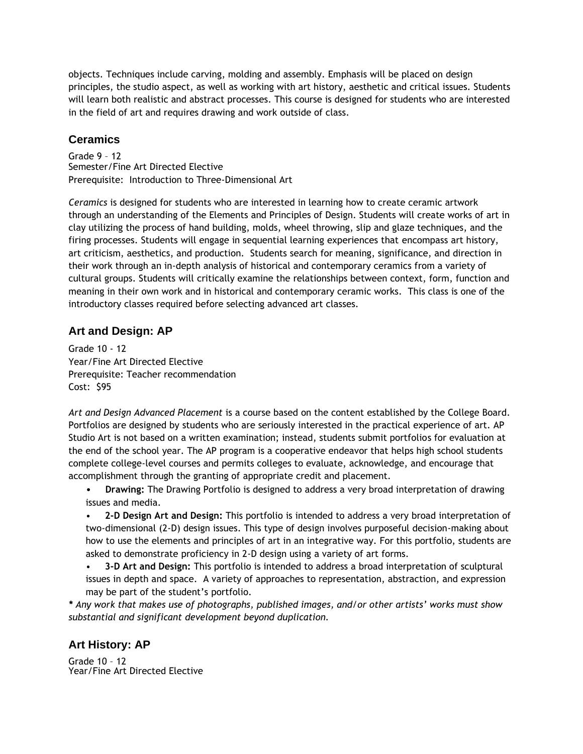objects. Techniques include carving, molding and assembly. Emphasis will be placed on design principles, the studio aspect, as well as working with art history, aesthetic and critical issues. Students will learn both realistic and abstract processes. This course is designed for students who are interested in the field of art and requires drawing and work outside of class.

## Ceramics

Grade 9 – 12
Semester/Fine Art Directed Elective
Prerequisite: Introduction to Three-Dimensional Art

*Ceramics* is designed for students who are interested in learning how to create ceramic artwork through an understanding of the Elements and Principles of Design. Students will create works of art in clay utilizing the process of hand building, molds, wheel throwing, slip and glaze techniques, and the firing processes. Students will engage in sequential learning experiences that encompass art history, art criticism, aesthetics, and production. Students search for meaning, significance, and direction in their work through an in-depth analysis of historical and contemporary ceramics from a variety of cultural groups. Students will critically examine the relationships between context, form, function and meaning in their own work and in historical and contemporary ceramic works. This class is one of the introductory classes required before selecting advanced art classes.

## Art and Design: AP

Grade 10 - 12
Year/Fine Art Directed Elective
Prerequisite: Teacher recommendation
Cost: $95

*Art and Design Advanced Placement* is a course based on the content established by the College Board. Portfolios are designed by students who are seriously interested in the practical experience of art. AP Studio Art is not based on a written examination; instead, students submit portfolios for evaluation at the end of the school year. The AP program is a cooperative endeavor that helps high school students complete college-level courses and permits colleges to evaluate, acknowledge, and encourage that accomplishment through the granting of appropriate credit and placement.

- **Drawing:** The Drawing Portfolio is designed to address a very broad interpretation of drawing issues and media.
- **2-D Design Art and Design:** This portfolio is intended to address a very broad interpretation of two-dimensional (2-D) design issues. This type of design involves purposeful decision-making about how to use the elements and principles of art in an integrative way. For this portfolio, students are asked to demonstrate proficiency in 2-D design using a variety of art forms.
- **3-D Art and Design:** This portfolio is intended to address a broad interpretation of sculptural issues in depth and space. A variety of approaches to representation, abstraction, and expression may be part of the student's portfolio.

***** *Any work that makes use of photographs, published images, and/or other artists' works must show substantial and significant development beyond duplication.*

## Art History: AP

Grade 10 – 12
Year/Fine Art Directed Elective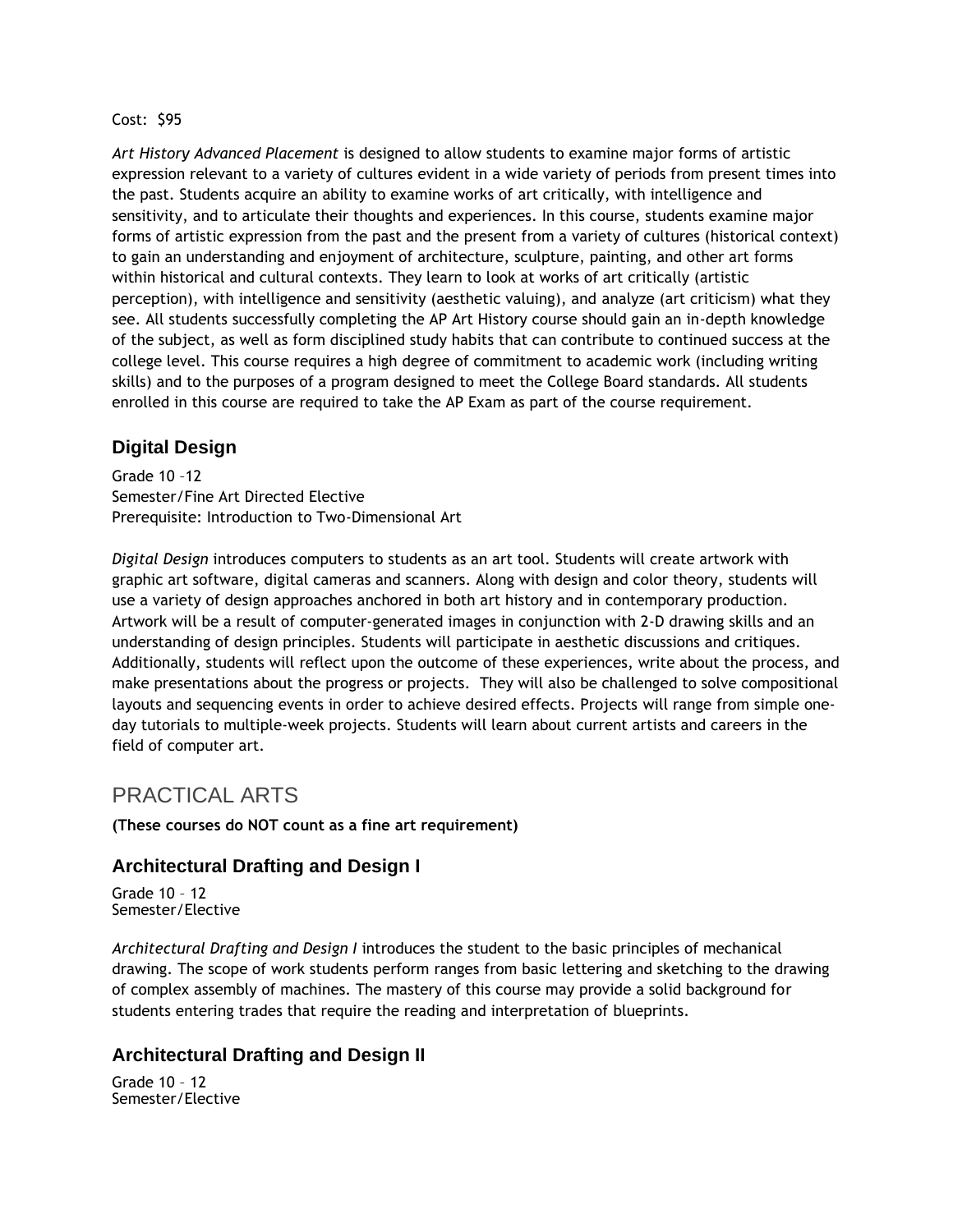Cost: $95

*Art History Advanced Placement* is designed to allow students to examine major forms of artistic expression relevant to a variety of cultures evident in a wide variety of periods from present times into the past. Students acquire an ability to examine works of art critically, with intelligence and sensitivity, and to articulate their thoughts and experiences. In this course, students examine major forms of artistic expression from the past and the present from a variety of cultures (historical context) to gain an understanding and enjoyment of architecture, sculpture, painting, and other art forms within historical and cultural contexts. They learn to look at works of art critically (artistic perception), with intelligence and sensitivity (aesthetic valuing), and analyze (art criticism) what they see. All students successfully completing the AP Art History course should gain an in-depth knowledge of the subject, as well as form disciplined study habits that can contribute to continued success at the college level. This course requires a high degree of commitment to academic work (including writing skills) and to the purposes of a program designed to meet the College Board standards. All students enrolled in this course are required to take the AP Exam as part of the course requirement.

### Digital Design

Grade 10 –12
Semester/Fine Art Directed Elective
Prerequisite: Introduction to Two-Dimensional Art

*Digital Design* introduces computers to students as an art tool. Students will create artwork with graphic art software, digital cameras and scanners. Along with design and color theory, students will use a variety of design approaches anchored in both art history and in contemporary production. Artwork will be a result of computer-generated images in conjunction with 2-D drawing skills and an understanding of design principles. Students will participate in aesthetic discussions and critiques. Additionally, students will reflect upon the outcome of these experiences, write about the process, and make presentations about the progress or projects. They will also be challenged to solve compositional layouts and sequencing events in order to achieve desired effects. Projects will range from simple one-day tutorials to multiple-week projects. Students will learn about current artists and careers in the field of computer art.

## PRACTICAL ARTS

**(These courses do NOT count as a fine art requirement)**

### Architectural Drafting and Design I

Grade 10 – 12
Semester/Elective

*Architectural Drafting and Design I* introduces the student to the basic principles of mechanical drawing. The scope of work students perform ranges from basic lettering and sketching to the drawing of complex assembly of machines. The mastery of this course may provide a solid background for students entering trades that require the reading and interpretation of blueprints.

### Architectural Drafting and Design II

Grade 10 – 12
Semester/Elective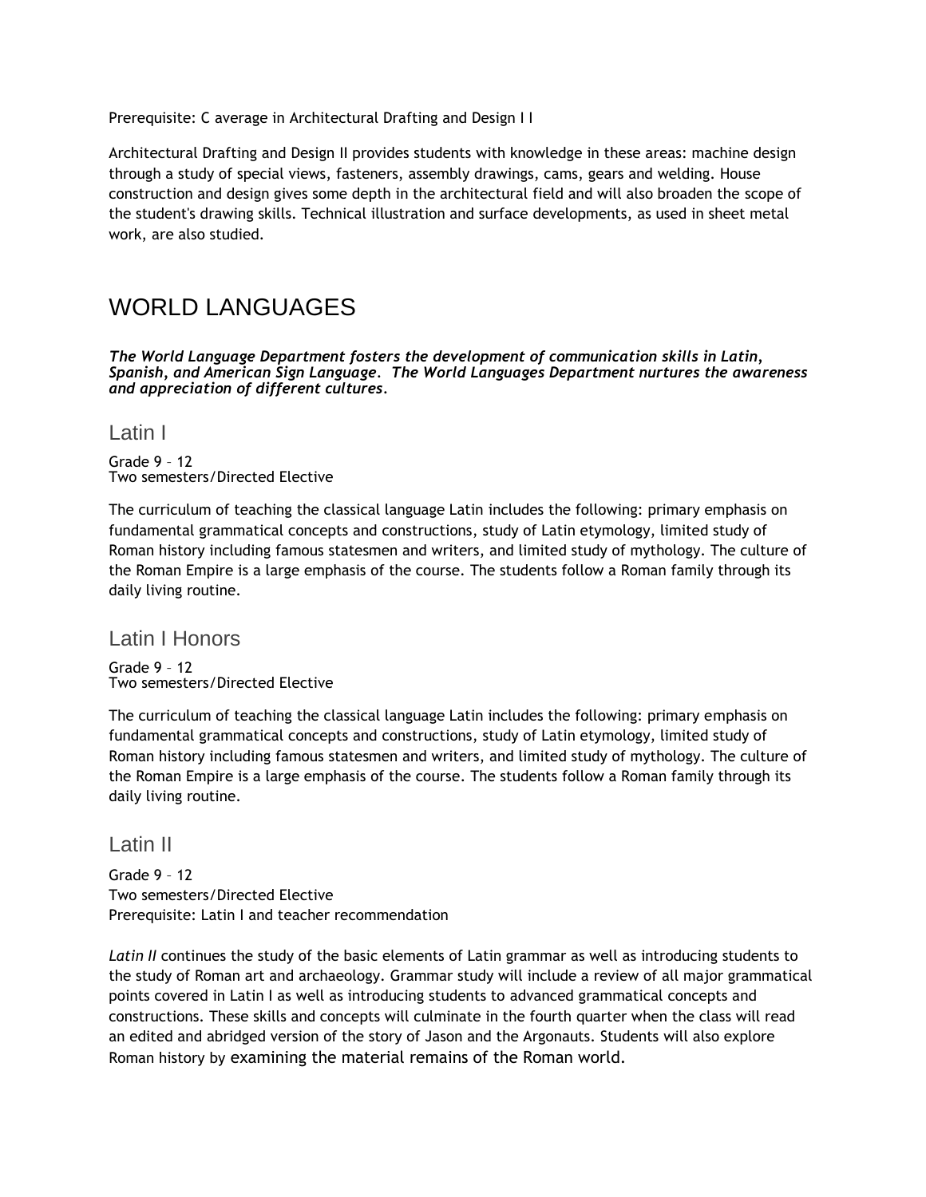Prerequisite: C average in Architectural Drafting and Design I I

Architectural Drafting and Design II provides students with knowledge in these areas: machine design through a study of special views, fasteners, assembly drawings, cams, gears and welding. House construction and design gives some depth in the architectural field and will also broaden the scope of the student's drawing skills. Technical illustration and surface developments, as used in sheet metal work, are also studied.

# WORLD LANGUAGES

***The World Language Department fosters the development of communication skills in Latin, Spanish, and American Sign Language. The World Languages Department nurtures the awareness and appreciation of different cultures.***

## Latin I

Grade 9 – 12
Two semesters/Directed Elective

The curriculum of teaching the classical language Latin includes the following: primary emphasis on fundamental grammatical concepts and constructions, study of Latin etymology, limited study of Roman history including famous statesmen and writers, and limited study of mythology. The culture of the Roman Empire is a large emphasis of the course. The students follow a Roman family through its daily living routine.

## Latin I Honors

Grade 9 – 12
Two semesters/Directed Elective

The curriculum of teaching the classical language Latin includes the following: primary emphasis on fundamental grammatical concepts and constructions, study of Latin etymology, limited study of Roman history including famous statesmen and writers, and limited study of mythology. The culture of the Roman Empire is a large emphasis of the course. The students follow a Roman family through its daily living routine.

## Latin II

Grade 9 – 12
Two semesters/Directed Elective
Prerequisite: Latin I and teacher recommendation

*Latin II* continues the study of the basic elements of Latin grammar as well as introducing students to the study of Roman art and archaeology. Grammar study will include a review of all major grammatical points covered in Latin I as well as introducing students to advanced grammatical concepts and constructions. These skills and concepts will culminate in the fourth quarter when the class will read an edited and abridged version of the story of Jason and the Argonauts. Students will also explore Roman history by examining the material remains of the Roman world.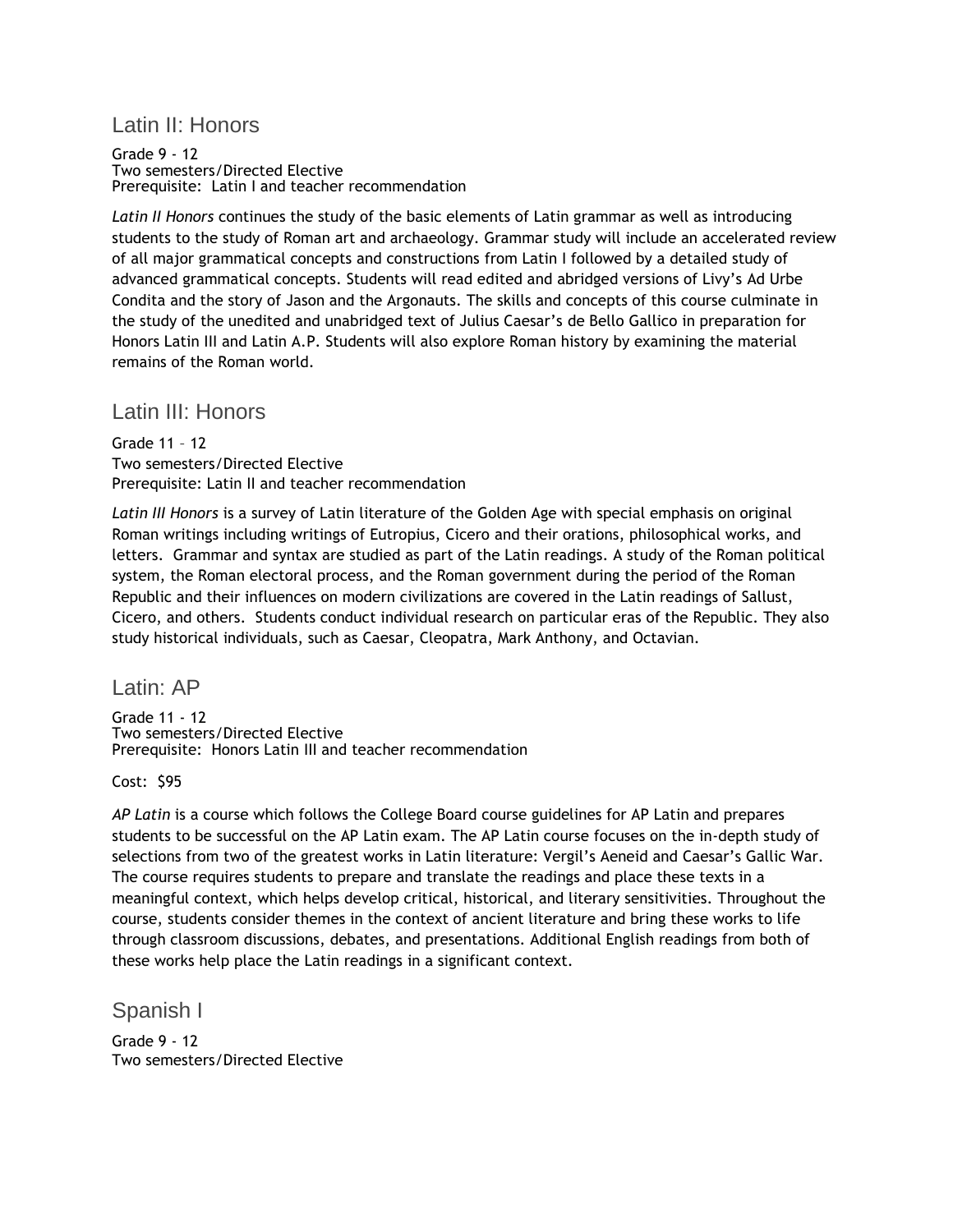## Latin II: Honors

Grade 9 - 12
Two semesters/Directed Elective
Prerequisite: Latin I and teacher recommendation

*Latin II Honors* continues the study of the basic elements of Latin grammar as well as introducing students to the study of Roman art and archaeology. Grammar study will include an accelerated review of all major grammatical concepts and constructions from Latin I followed by a detailed study of advanced grammatical concepts. Students will read edited and abridged versions of Livy's Ad Urbe Condita and the story of Jason and the Argonauts. The skills and concepts of this course culminate in the study of the unedited and unabridged text of Julius Caesar's de Bello Gallico in preparation for Honors Latin III and Latin A.P. Students will also explore Roman history by examining the material remains of the Roman world.

## Latin III: Honors

Grade 11 – 12
Two semesters/Directed Elective
Prerequisite: Latin II and teacher recommendation

*Latin III Honors* is a survey of Latin literature of the Golden Age with special emphasis on original Roman writings including writings of Eutropius, Cicero and their orations, philosophical works, and letters. Grammar and syntax are studied as part of the Latin readings. A study of the Roman political system, the Roman electoral process, and the Roman government during the period of the Roman Republic and their influences on modern civilizations are covered in the Latin readings of Sallust, Cicero, and others. Students conduct individual research on particular eras of the Republic. They also study historical individuals, such as Caesar, Cleopatra, Mark Anthony, and Octavian.

## Latin: AP

Grade 11 - 12
Two semesters/Directed Elective
Prerequisite: Honors Latin III and teacher recommendation

Cost: $95

*AP Latin* is a course which follows the College Board course guidelines for AP Latin and prepares students to be successful on the AP Latin exam. The AP Latin course focuses on the in-depth study of selections from two of the greatest works in Latin literature: Vergil's Aeneid and Caesar's Gallic War. The course requires students to prepare and translate the readings and place these texts in a meaningful context, which helps develop critical, historical, and literary sensitivities. Throughout the course, students consider themes in the context of ancient literature and bring these works to life through classroom discussions, debates, and presentations. Additional English readings from both of these works help place the Latin readings in a significant context.

## Spanish I

Grade 9 - 12
Two semesters/Directed Elective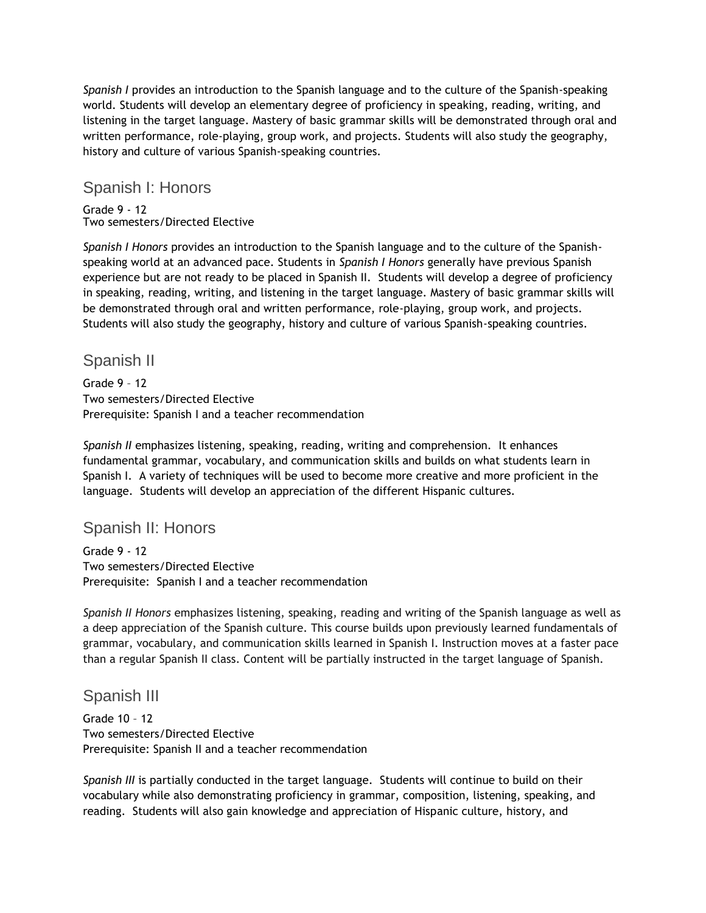*Spanish I* provides an introduction to the Spanish language and to the culture of the Spanish-speaking world. Students will develop an elementary degree of proficiency in speaking, reading, writing, and listening in the target language. Mastery of basic grammar skills will be demonstrated through oral and written performance, role-playing, group work, and projects. Students will also study the geography, history and culture of various Spanish-speaking countries.

## Spanish I: Honors

Grade 9 - 12
Two semesters/Directed Elective

*Spanish I Honors* provides an introduction to the Spanish language and to the culture of the Spanish-speaking world at an advanced pace. Students in *Spanish I Honors* generally have previous Spanish experience but are not ready to be placed in Spanish II. Students will develop a degree of proficiency in speaking, reading, writing, and listening in the target language. Mastery of basic grammar skills will be demonstrated through oral and written performance, role-playing, group work, and projects. Students will also study the geography, history and culture of various Spanish-speaking countries.

## Spanish II

Grade 9 – 12
Two semesters/Directed Elective
Prerequisite: Spanish I and a teacher recommendation

*Spanish II* emphasizes listening, speaking, reading, writing and comprehension. It enhances fundamental grammar, vocabulary, and communication skills and builds on what students learn in Spanish I. A variety of techniques will be used to become more creative and more proficient in the language. Students will develop an appreciation of the different Hispanic cultures.

## Spanish II: Honors

Grade 9 - 12
Two semesters/Directed Elective
Prerequisite: Spanish I and a teacher recommendation

*Spanish II Honors* emphasizes listening, speaking, reading and writing of the Spanish language as well as a deep appreciation of the Spanish culture. This course builds upon previously learned fundamentals of grammar, vocabulary, and communication skills learned in Spanish I. Instruction moves at a faster pace than a regular Spanish II class. Content will be partially instructed in the target language of Spanish.

## Spanish III

Grade 10 – 12
Two semesters/Directed Elective
Prerequisite: Spanish II and a teacher recommendation

*Spanish III* is partially conducted in the target language. Students will continue to build on their vocabulary while also demonstrating proficiency in grammar, composition, listening, speaking, and reading. Students will also gain knowledge and appreciation of Hispanic culture, history, and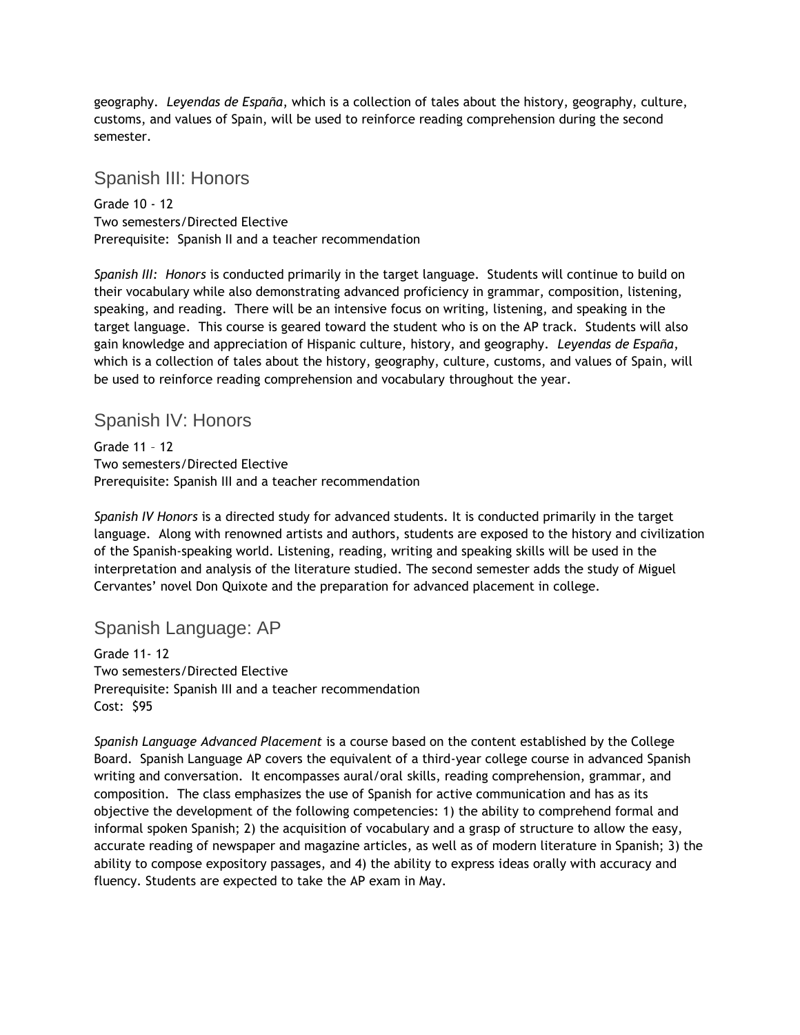geography. *Leyendas de España*, which is a collection of tales about the history, geography, culture, customs, and values of Spain, will be used to reinforce reading comprehension during the second semester.

## Spanish III: Honors

Grade 10 - 12
Two semesters/Directed Elective
Prerequisite: Spanish II and a teacher recommendation

*Spanish III: Honors* is conducted primarily in the target language. Students will continue to build on their vocabulary while also demonstrating advanced proficiency in grammar, composition, listening, speaking, and reading. There will be an intensive focus on writing, listening, and speaking in the target language. This course is geared toward the student who is on the AP track. Students will also gain knowledge and appreciation of Hispanic culture, history, and geography. *Leyendas de España*, which is a collection of tales about the history, geography, culture, customs, and values of Spain, will be used to reinforce reading comprehension and vocabulary throughout the year.

## Spanish IV: Honors

Grade 11 – 12
Two semesters/Directed Elective
Prerequisite: Spanish III and a teacher recommendation

*Spanish IV Honors* is a directed study for advanced students. It is conducted primarily in the target language. Along with renowned artists and authors, students are exposed to the history and civilization of the Spanish-speaking world. Listening, reading, writing and speaking skills will be used in the interpretation and analysis of the literature studied. The second semester adds the study of Miguel Cervantes' novel Don Quixote and the preparation for advanced placement in college.

## Spanish Language: AP

Grade 11- 12
Two semesters/Directed Elective
Prerequisite: Spanish III and a teacher recommendation
Cost: $95

*Spanish Language Advanced Placement* is a course based on the content established by the College Board. Spanish Language AP covers the equivalent of a third-year college course in advanced Spanish writing and conversation. It encompasses aural/oral skills, reading comprehension, grammar, and composition. The class emphasizes the use of Spanish for active communication and has as its objective the development of the following competencies: 1) the ability to comprehend formal and informal spoken Spanish; 2) the acquisition of vocabulary and a grasp of structure to allow the easy, accurate reading of newspaper and magazine articles, as well as of modern literature in Spanish; 3) the ability to compose expository passages, and 4) the ability to express ideas orally with accuracy and fluency. Students are expected to take the AP exam in May.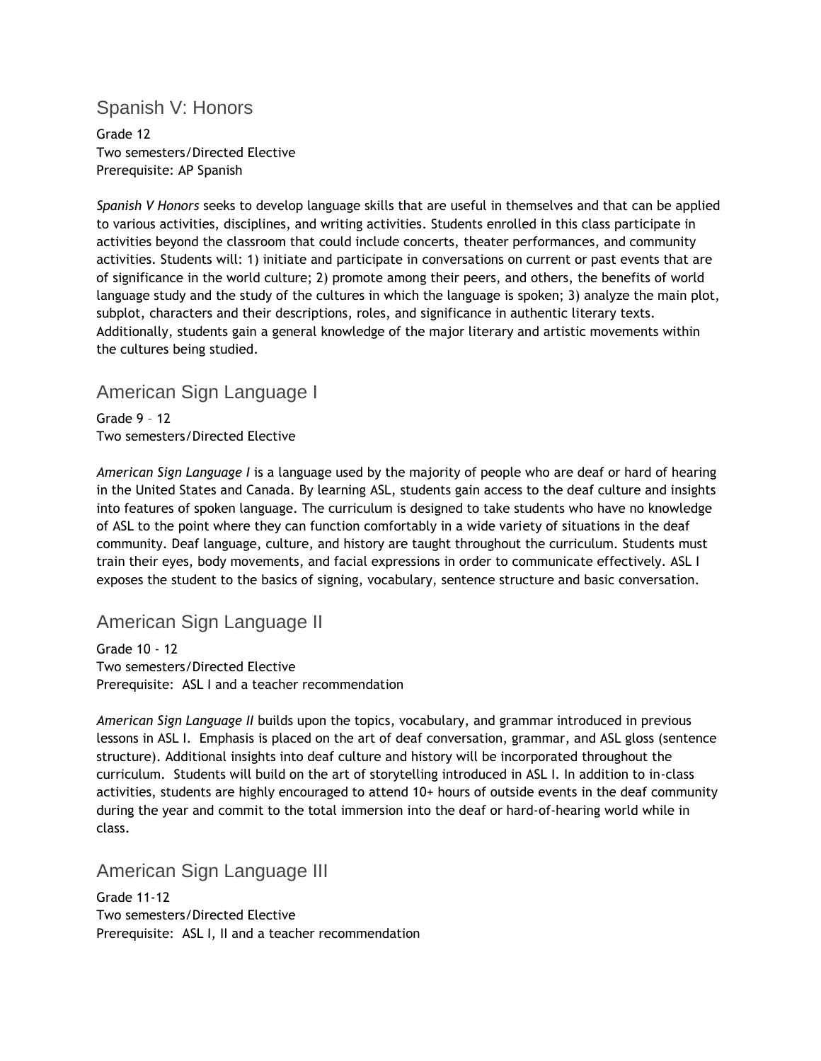## Spanish V: Honors

Grade 12
Two semesters/Directed Elective
Prerequisite: AP Spanish

*Spanish V Honors* seeks to develop language skills that are useful in themselves and that can be applied to various activities, disciplines, and writing activities. Students enrolled in this class participate in activities beyond the classroom that could include concerts, theater performances, and community activities. Students will: 1) initiate and participate in conversations on current or past events that are of significance in the world culture; 2) promote among their peers, and others, the benefits of world language study and the study of the cultures in which the language is spoken; 3) analyze the main plot, subplot, characters and their descriptions, roles, and significance in authentic literary texts. Additionally, students gain a general knowledge of the major literary and artistic movements within the cultures being studied.

## American Sign Language I

Grade 9 – 12
Two semesters/Directed Elective

*American Sign Language I* is a language used by the majority of people who are deaf or hard of hearing in the United States and Canada. By learning ASL, students gain access to the deaf culture and insights into features of spoken language. The curriculum is designed to take students who have no knowledge of ASL to the point where they can function comfortably in a wide variety of situations in the deaf community. Deaf language, culture, and history are taught throughout the curriculum. Students must train their eyes, body movements, and facial expressions in order to communicate effectively. ASL I exposes the student to the basics of signing, vocabulary, sentence structure and basic conversation.

## American Sign Language II

Grade 10 - 12
Two semesters/Directed Elective
Prerequisite: ASL I and a teacher recommendation

*American Sign Language II* builds upon the topics, vocabulary, and grammar introduced in previous lessons in ASL I. Emphasis is placed on the art of deaf conversation, grammar, and ASL gloss (sentence structure). Additional insights into deaf culture and history will be incorporated throughout the curriculum. Students will build on the art of storytelling introduced in ASL I. In addition to in-class activities, students are highly encouraged to attend 10+ hours of outside events in the deaf community during the year and commit to the total immersion into the deaf or hard-of-hearing world while in class.

## American Sign Language III

Grade 11-12
Two semesters/Directed Elective
Prerequisite: ASL I, II and a teacher recommendation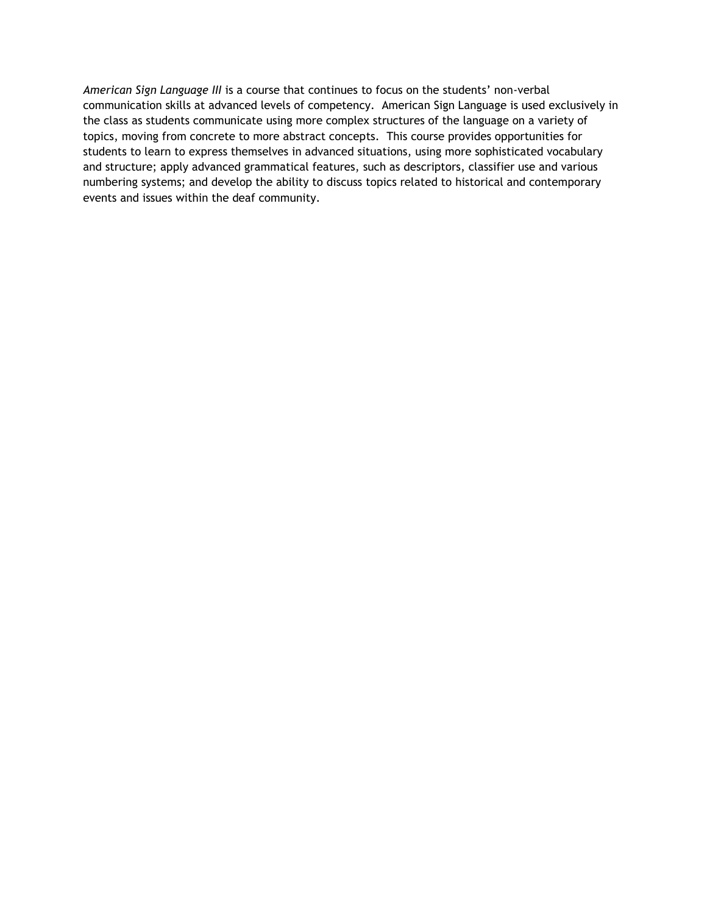*American Sign Language III* is a course that continues to focus on the students' non-verbal communication skills at advanced levels of competency. American Sign Language is used exclusively in the class as students communicate using more complex structures of the language on a variety of topics, moving from concrete to more abstract concepts. This course provides opportunities for students to learn to express themselves in advanced situations, using more sophisticated vocabulary and structure; apply advanced grammatical features, such as descriptors, classifier use and various numbering systems; and develop the ability to discuss topics related to historical and contemporary events and issues within the deaf community.